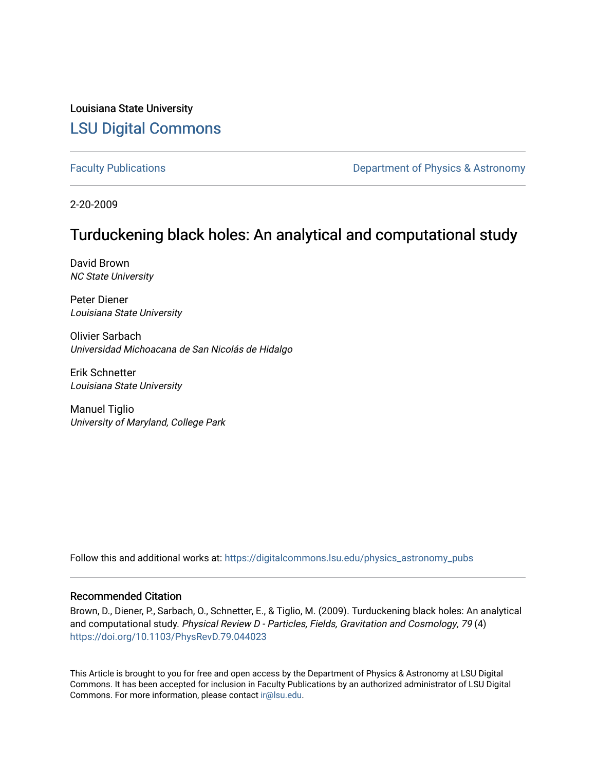Louisiana State University

# LSU Digital Commons

Faculty Publications | Department of Physics & Astronomy

2-20-2009

## Turduckening black holes: An analytical and computational study

David Brown
*NC State University*

Peter Diener
*Louisiana State University*

Olivier Sarbach
*Universidad Michoacana de San Nicolás de Hidalgo*

Erik Schnetter
*Louisiana State University*

Manuel Tiglio
*University of Maryland, College Park*

Follow this and additional works at: https://digitalcommons.lsu.edu/physics_astronomy_pubs

### Recommended Citation

Brown, D., Diener, P., Sarbach, O., Schnetter, E., & Tiglio, M. (2009). Turduckening black holes: An analytical and computational study. *Physical Review D - Particles, Fields, Gravitation and Cosmology, 79* (4) https://doi.org/10.1103/PhysRevD.79.044023

This Article is brought to you for free and open access by the Department of Physics & Astronomy at LSU Digital Commons. It has been accepted for inclusion in Faculty Publications by an authorized administrator of LSU Digital Commons. For more information, please contact ir@lsu.edu.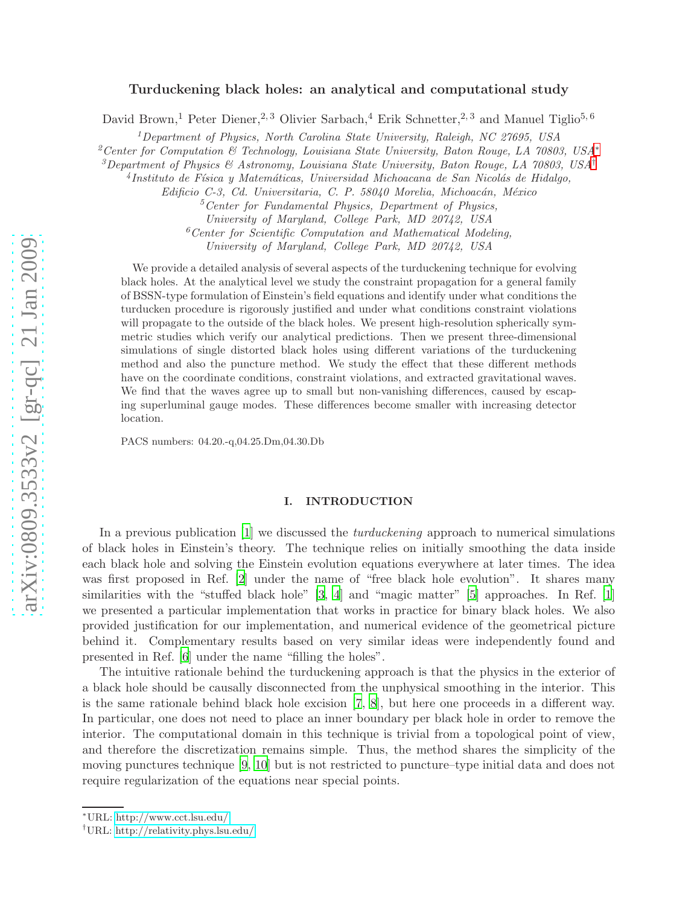# Turduckening black holes: an analytical and computational study

David Brown,[1] Peter Diener,[2,3] Olivier Sarbach,[4] Erik Schnetter,[2,3] and Manuel Tiglio[5,6]

[1] *Department of Physics, North Carolina State University, Raleigh, NC 27695, USA*

[2] *Center for Computation & Technology, Louisiana State University, Baton Rouge, LA 70803, USA*[*]

[3] *Department of Physics & Astronomy, Louisiana State University, Baton Rouge, LA 70803, USA*[†]

[4] *Instituto de Física y Matemáticas, Universidad Michoacana de San Nicolás de Hidalgo, Edificio C-3, Cd. Universitaria, C. P. 58040 Morelia, Michoacán, México*

[5] *Center for Fundamental Physics, Department of Physics, University of Maryland, College Park, MD 20742, USA*

[6] *Center for Scientific Computation and Mathematical Modeling, University of Maryland, College Park, MD 20742, USA*

We provide a detailed analysis of several aspects of the turduckening technique for evolving black holes. At the analytical level we study the constraint propagation for a general family of BSSN-type formulation of Einstein's field equations and identify under what conditions the turducken procedure is rigorously justified and under what conditions constraint violations will propagate to the outside of the black holes. We present high-resolution spherically symmetric studies which verify our analytical predictions. Then we present three-dimensional simulations of single distorted black holes using different variations of the turduckening method and also the puncture method. We study the effect that these different methods have on the coordinate conditions, constraint violations, and extracted gravitational waves. We find that the waves agree up to small but non-vanishing differences, caused by escaping superluminal gauge modes. These differences become smaller with increasing detector location.

PACS numbers: 04.20.-q,04.25.Dm,04.30.Db

## I. INTRODUCTION

In a previous publication [1] we discussed the *turduckening* approach to numerical simulations of black holes in Einstein's theory. The technique relies on initially smoothing the data inside each black hole and solving the Einstein evolution equations everywhere at later times. The idea was first proposed in Ref. [2] under the name of "free black hole evolution". It shares many similarities with the "stuffed black hole" [3, 4] and "magic matter" [5] approaches. In Ref. [1] we presented a particular implementation that works in practice for binary black holes. We also provided justification for our implementation, and numerical evidence of the geometrical picture behind it. Complementary results based on very similar ideas were independently found and presented in Ref. [6] under the name "filling the holes".

The intuitive rationale behind the turduckening approach is that the physics in the exterior of a black hole should be causally disconnected from the unphysical smoothing in the interior. This is the same rationale behind black hole excision [7, 8], but here one proceeds in a different way. In particular, one does not need to place an inner boundary per black hole in order to remove the interior. The computational domain in this technique is trivial from a topological point of view, and therefore the discretization remains simple. Thus, the method shares the simplicity of the moving punctures technique [9, 10] but is not restricted to puncture–type initial data and does not require regularization of the equations near special points.

[*] URL: http://www.cct.lsu.edu/

[†] URL: http://relativity.phys.lsu.edu/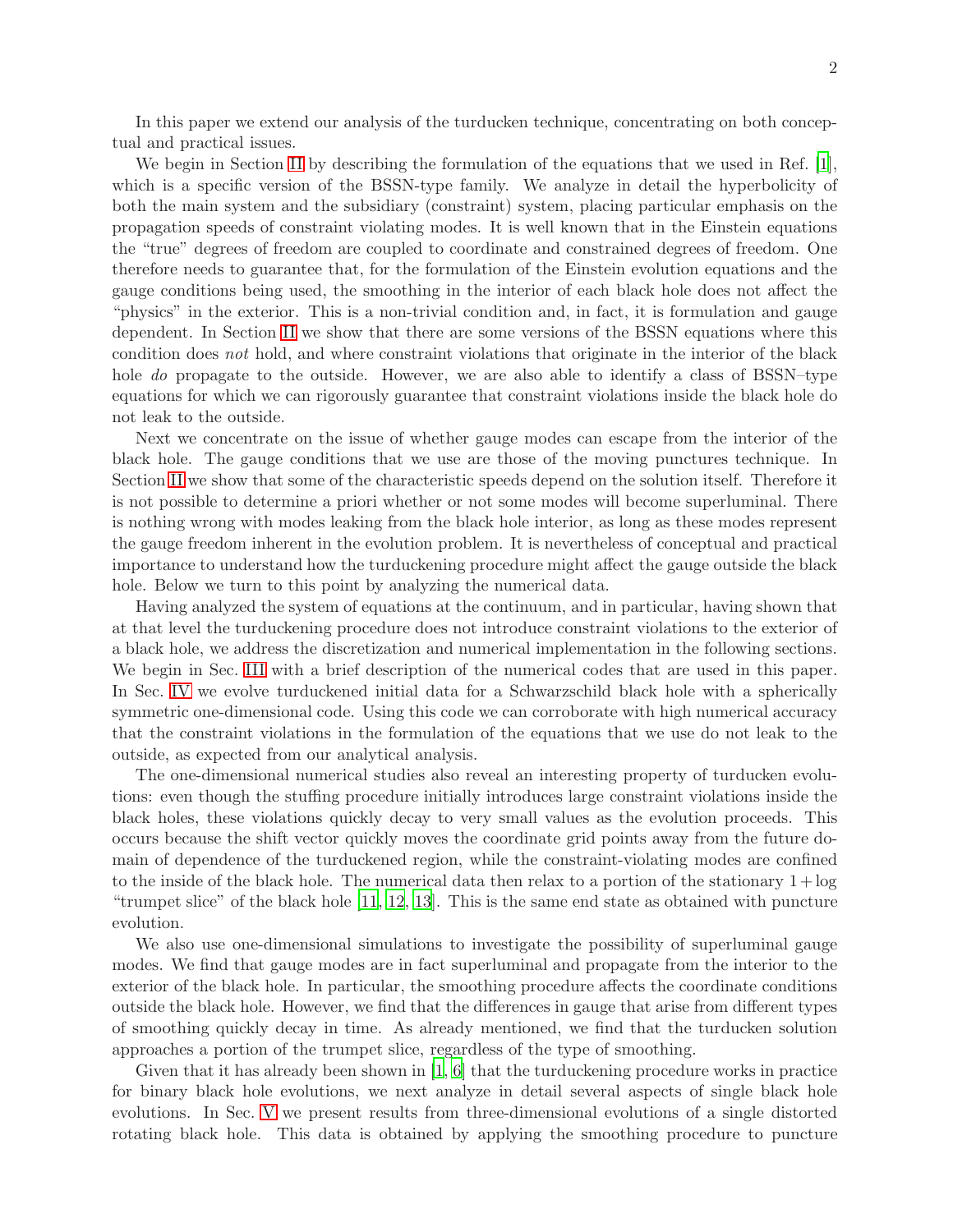In this paper we extend our analysis of the turducken technique, concentrating on both conceptual and practical issues.

We begin in Section II by describing the formulation of the equations that we used in Ref. [1], which is a specific version of the BSSN-type family. We analyze in detail the hyperbolicity of both the main system and the subsidiary (constraint) system, placing particular emphasis on the propagation speeds of constraint violating modes. It is well known that in the Einstein equations the "true" degrees of freedom are coupled to coordinate and constrained degrees of freedom. One therefore needs to guarantee that, for the formulation of the Einstein evolution equations and the gauge conditions being used, the smoothing in the interior of each black hole does not affect the "physics" in the exterior. This is a non-trivial condition and, in fact, it is formulation and gauge dependent. In Section II we show that there are some versions of the BSSN equations where this condition does *not* hold, and where constraint violations that originate in the interior of the black hole *do* propagate to the outside. However, we are also able to identify a class of BSSN–type equations for which we can rigorously guarantee that constraint violations inside the black hole do not leak to the outside.

Next we concentrate on the issue of whether gauge modes can escape from the interior of the black hole. The gauge conditions that we use are those of the moving punctures technique. In Section II we show that some of the characteristic speeds depend on the solution itself. Therefore it is not possible to determine a priori whether or not some modes will become superluminal. There is nothing wrong with modes leaking from the black hole interior, as long as these modes represent the gauge freedom inherent in the evolution problem. It is nevertheless of conceptual and practical importance to understand how the turduckening procedure might affect the gauge outside the black hole. Below we turn to this point by analyzing the numerical data.

Having analyzed the system of equations at the continuum, and in particular, having shown that at that level the turduckening procedure does not introduce constraint violations to the exterior of a black hole, we address the discretization and numerical implementation in the following sections. We begin in Sec. III with a brief description of the numerical codes that are used in this paper. In Sec. IV we evolve turduckened initial data for a Schwarzschild black hole with a spherically symmetric one-dimensional code. Using this code we can corroborate with high numerical accuracy that the constraint violations in the formulation of the equations that we use do not leak to the outside, as expected from our analytical analysis.

The one-dimensional numerical studies also reveal an interesting property of turducken evolutions: even though the stuffing procedure initially introduces large constraint violations inside the black holes, these violations quickly decay to very small values as the evolution proceeds. This occurs because the shift vector quickly moves the coordinate grid points away from the future domain of dependence of the turduckened region, while the constraint-violating modes are confined to the inside of the black hole. The numerical data then relax to a portion of the stationary $1 + \log$ "trumpet slice" of the black hole [11, 12, 13]. This is the same end state as obtained with puncture evolution.

We also use one-dimensional simulations to investigate the possibility of superluminal gauge modes. We find that gauge modes are in fact superluminal and propagate from the interior to the exterior of the black hole. In particular, the smoothing procedure affects the coordinate conditions outside the black hole. However, we find that the differences in gauge that arise from different types of smoothing quickly decay in time. As already mentioned, we find that the turducken solution approaches a portion of the trumpet slice, regardless of the type of smoothing.

Given that it has already been shown in [1, 6] that the turduckening procedure works in practice for binary black hole evolutions, we next analyze in detail several aspects of single black hole evolutions. In Sec. V we present results from three-dimensional evolutions of a single distorted rotating black hole. This data is obtained by applying the smoothing procedure to puncture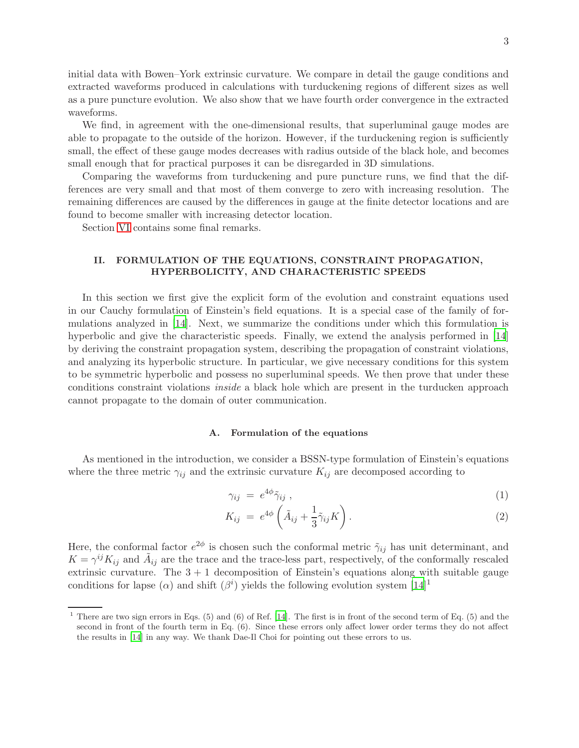initial data with Bowen–York extrinsic curvature. We compare in detail the gauge conditions and extracted waveforms produced in calculations with turduckening regions of different sizes as well as a pure puncture evolution. We also show that we have fourth order convergence in the extracted waveforms.

We find, in agreement with the one-dimensional results, that superluminal gauge modes are able to propagate to the outside of the horizon. However, if the turduckening region is sufficiently small, the effect of these gauge modes decreases with radius outside of the black hole, and becomes small enough that for practical purposes it can be disregarded in 3D simulations.

Comparing the waveforms from turduckening and pure puncture runs, we find that the differences are very small and that most of them converge to zero with increasing resolution. The remaining differences are caused by the differences in gauge at the finite detector locations and are found to become smaller with increasing detector location.

Section VI contains some final remarks.

## II. FORMULATION OF THE EQUATIONS, CONSTRAINT PROPAGATION, HYPERBOLICITY, AND CHARACTERISTIC SPEEDS

In this section we first give the explicit form of the evolution and constraint equations used in our Cauchy formulation of Einstein's field equations. It is a special case of the family of formulations analyzed in [14]. Next, we summarize the conditions under which this formulation is hyperbolic and give the characteristic speeds. Finally, we extend the analysis performed in [14] by deriving the constraint propagation system, describing the propagation of constraint violations, and analyzing its hyperbolic structure. In particular, we give necessary conditions for this system to be symmetric hyperbolic and possess no superluminal speeds. We then prove that under these conditions constraint violations *inside* a black hole which are present in the turducken approach cannot propagate to the domain of outer communication.

### A. Formulation of the equations

As mentioned in the introduction, we consider a BSSN-type formulation of Einstein's equations where the three metric $\gamma_{ij}$ and the extrinsic curvature $K_{ij}$ are decomposed according to

$$\gamma_{ij} = e^{4\phi}\tilde{\gamma}_{ij} , \tag{1}$$

$$K_{ij} = e^{4\phi}\left(\tilde{A}_{ij} + \frac{1}{3}\tilde{\gamma}_{ij}K\right). \tag{2}$$

Here, the conformal factor $e^{2\phi}$ is chosen such the conformal metric $\tilde{\gamma}_{ij}$ has unit determinant, and $K = \gamma^{ij}K_{ij}$ and $\tilde{A}_{ij}$ are the trace and the trace-less part, respectively, of the conformally rescaled extrinsic curvature. The $3+1$ decomposition of Einstein's equations along with suitable gauge conditions for lapse ($\alpha$) and shift ($\beta^i$) yields the following evolution system [14][1]

[1] There are two sign errors in Eqs. (5) and (6) of Ref. [14]. The first is in front of the second term of Eq. (5) and the second in front of the fourth term in Eq. (6). Since these errors only affect lower order terms they do not affect the results in [14] in any way. We thank Dae-Il Choi for pointing out these errors to us.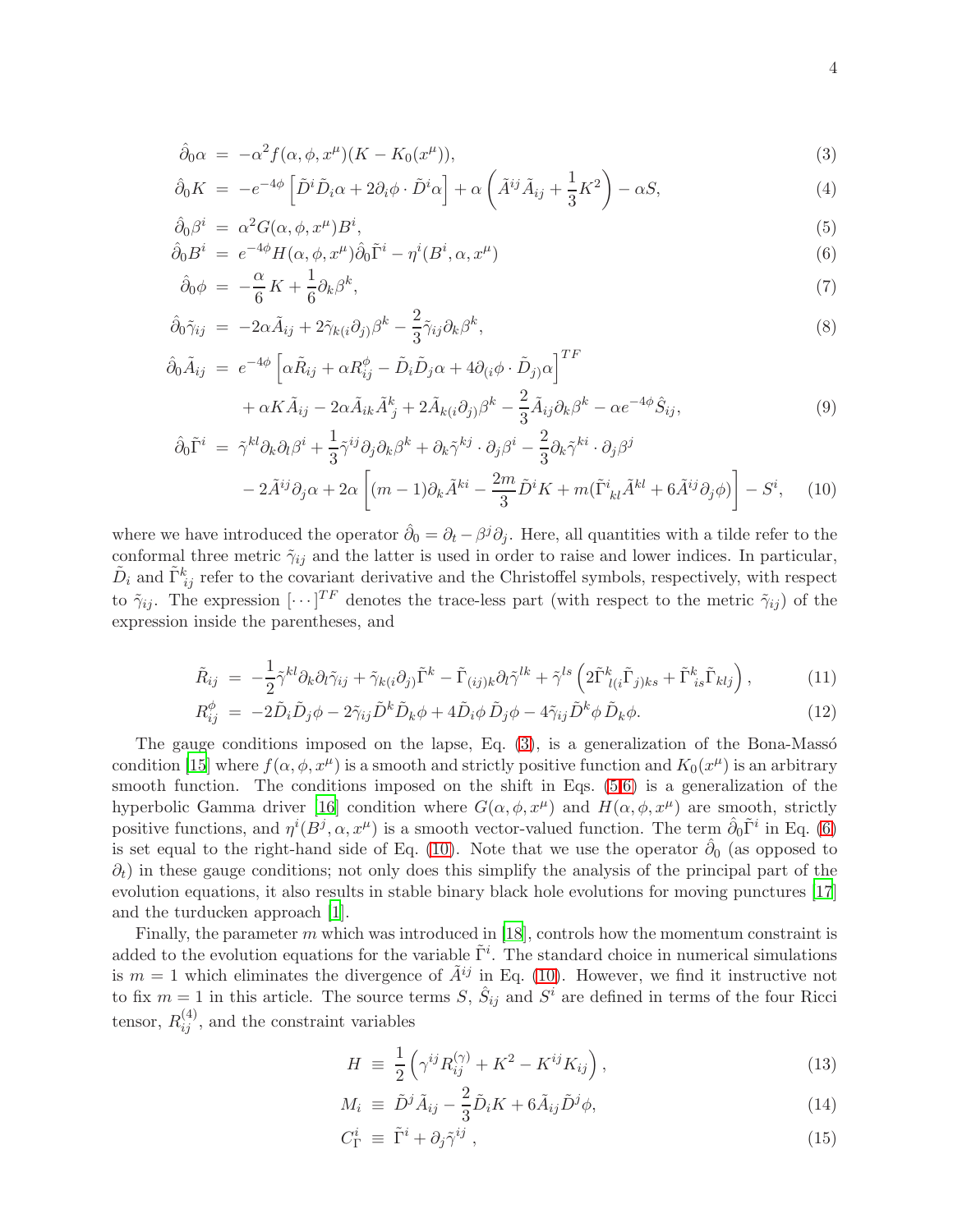$$\hat{\partial}_0 \alpha = -\alpha^2 f(\alpha, \phi, x^\mu)(K - K_0(x^\mu)), \tag{3}$$

$$\hat{\partial}_0 K = -e^{-4\phi} \left[ \tilde{D}^i \tilde{D}_i \alpha + 2\partial_i \phi \cdot \tilde{D}^i \alpha \right] + \alpha \left( \tilde{A}^{ij} \tilde{A}_{ij} + \frac{1}{3} K^2 \right) - \alpha S, \tag{4}$$

$$\hat{\partial}_0 \beta^i = \alpha^2 G(\alpha, \phi, x^\mu) B^i, \tag{5}$$

$$\hat{\partial}_0 B^i = e^{-4\phi} H(\alpha, \phi, x^\mu) \hat{\partial}_0 \tilde{\Gamma}^i - \eta^i(B^i, \alpha, x^\mu) \tag{6}$$

$$\hat{\partial}_0 \phi = -\frac{\alpha}{6} K + \frac{1}{6} \partial_k \beta^k, \tag{7}$$

$$\hat{\partial}_0 \tilde{\gamma}_{ij} = -2\alpha \tilde{A}_{ij} + 2\tilde{\gamma}_{k(i} \partial_{j)} \beta^k - \frac{2}{3} \tilde{\gamma}_{ij} \partial_k \beta^k, \tag{8}$$

$$\hat{\partial}_0 \tilde{A}_{ij} = e^{-4\phi} \left[ \alpha \tilde{R}_{ij} + \alpha R^\phi_{ij} - \tilde{D}_i \tilde{D}_j \alpha + 4\partial_{(i} \phi \cdot \tilde{D}_{j)} \alpha \right]^{TF} + \alpha K \tilde{A}_{ij} - 2\alpha \tilde{A}_{ik} \tilde{A}^k{}_j + 2\tilde{A}_{k(i} \partial_{j)} \beta^k - \frac{2}{3} \tilde{A}_{ij} \partial_k \beta^k - \alpha e^{-4\phi} \hat{S}_{ij}, \tag{9}$$

$$\hat{\partial}_0 \tilde{\Gamma}^i = \tilde{\gamma}^{kl} \partial_k \partial_l \beta^i + \frac{1}{3} \tilde{\gamma}^{ij} \partial_j \partial_k \beta^k + \partial_k \tilde{\gamma}^{kj} \cdot \partial_j \beta^i - \frac{2}{3} \partial_k \tilde{\gamma}^{ki} \cdot \partial_j \beta^j - 2\tilde{A}^{ij} \partial_j \alpha + 2\alpha \left[ (m-1) \partial_k \tilde{A}^{ki} - \frac{2m}{3} \tilde{D}^i K + m (\tilde{\Gamma}^i{}_{kl} \tilde{A}^{kl} + 6\tilde{A}^{ij} \partial_j \phi) \right] - S^i, \tag{10}$$

where we have introduced the operator $\hat{\partial}_0 = \partial_t - \beta^j \partial_j$. Here, all quantities with a tilde refer to the conformal three metric $\tilde{\gamma}_{ij}$ and the latter is used in order to raise and lower indices. In particular, $\tilde{D}_i$ and $\tilde{\Gamma}^k{}_{ij}$ refer to the covariant derivative and the Christoffel symbols, respectively, with respect to $\tilde{\gamma}_{ij}$. The expression $[\cdots]^{TF}$ denotes the trace-less part (with respect to the metric $\tilde{\gamma}_{ij}$) of the expression inside the parentheses, and

$$\tilde{R}_{ij} = -\frac{1}{2} \tilde{\gamma}^{kl} \partial_k \partial_l \tilde{\gamma}_{ij} + \tilde{\gamma}_{k(i} \partial_{j)} \tilde{\Gamma}^k - \tilde{\Gamma}_{(ij)k} \partial_l \tilde{\gamma}^{lk} + \tilde{\gamma}^{ls} \left( 2\tilde{\Gamma}^k{}_{l(i} \tilde{\Gamma}_{j)ks} + \tilde{\Gamma}^k{}_{is} \tilde{\Gamma}_{klj} \right), \tag{11}$$

$$R^\phi_{ij} = -2\tilde{D}_i \tilde{D}_j \phi - 2\tilde{\gamma}_{ij} \tilde{D}^k \tilde{D}_k \phi + 4\tilde{D}_i \phi \, \tilde{D}_j \phi - 4\tilde{\gamma}_{ij} \tilde{D}^k \phi \, \tilde{D}_k \phi. \tag{12}$$

The gauge conditions imposed on the lapse, Eq. (3), is a generalization of the Bona-Massó condition [15] where $f(\alpha, \phi, x^\mu)$ is a smooth and strictly positive function and $K_0(x^\mu)$ is an arbitrary smooth function. The conditions imposed on the shift in Eqs. (5,6) is a generalization of the hyperbolic Gamma driver [16] condition where $G(\alpha, \phi, x^\mu)$ and $H(\alpha, \phi, x^\mu)$ are smooth, strictly positive functions, and $\eta^i(B^j, \alpha, x^\mu)$ is a smooth vector-valued function. The term $\hat{\partial}_0 \tilde{\Gamma}^i$ in Eq. (6) is set equal to the right-hand side of Eq. (10). Note that we use the operator $\hat{\partial}_0$ (as opposed to $\partial_t$) in these gauge conditions; not only does this simplify the analysis of the principal part of the evolution equations, it also results in stable binary black hole evolutions for moving punctures [17] and the turducken approach [1].

Finally, the parameter $m$ which was introduced in [18], controls how the momentum constraint is added to the evolution equations for the variable $\tilde{\Gamma}^i$. The standard choice in numerical simulations is $m = 1$ which eliminates the divergence of $\tilde{A}^{ij}$ in Eq. (10). However, we find it instructive not to fix $m = 1$ in this article. The source terms $S$, $\hat{S}_{ij}$ and $S^i$ are defined in terms of the four Ricci tensor, $R^{(4)}_{ij}$, and the constraint variables

$$H \equiv \frac{1}{2} \left( \gamma^{ij} R^{(\gamma)}_{ij} + K^2 - K^{ij} K_{ij} \right), \tag{13}$$

$$M_i \equiv \tilde{D}^j \tilde{A}_{ij} - \frac{2}{3} \tilde{D}_i K + 6\tilde{A}_{ij} \tilde{D}^j \phi, \tag{14}$$

$$C^i_\Gamma \equiv \tilde{\Gamma}^i + \partial_j \tilde{\gamma}^{ij}, \tag{15}$$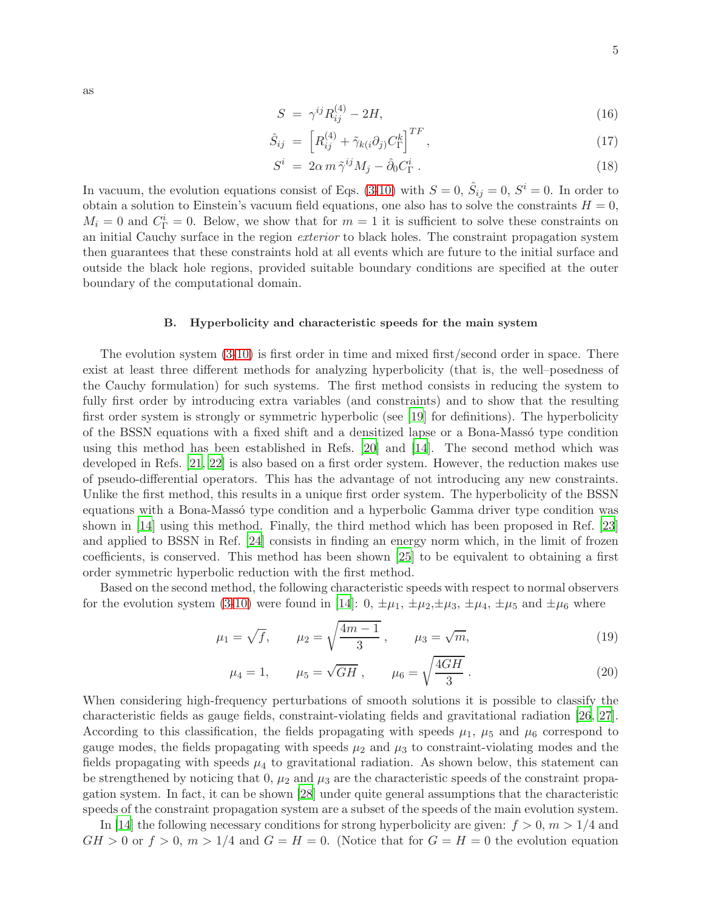as

$$S = \gamma^{ij} R^{(4)}_{ij} - 2H, \tag{16}$$

$$\hat{S}_{ij} = \left[ R^{(4)}_{ij} + \tilde{\gamma}_{k(i}\partial_{j)} C^k_\Gamma \right]^{TF}, \tag{17}$$

$$S^i = 2\alpha\, m\, \tilde{\gamma}^{ij} M_j - \hat{\partial}_0 C^i_\Gamma \,. \tag{18}$$

In vacuum, the evolution equations consist of Eqs. (3-10) with $S = 0$, $\hat{S}_{ij} = 0$, $S^i = 0$. In order to obtain a solution to Einstein's vacuum field equations, one also has to solve the constraints $H = 0$, $M_i = 0$ and $C^i_\Gamma = 0$. Below, we show that for $m = 1$ it is sufficient to solve these constraints on an initial Cauchy surface in the region *exterior* to black holes. The constraint propagation system then guarantees that these constraints hold at all events which are future to the initial surface and outside the black hole regions, provided suitable boundary conditions are specified at the outer boundary of the computational domain.

### B. Hyperbolicity and characteristic speeds for the main system

The evolution system (3-10) is first order in time and mixed first/second order in space. There exist at least three different methods for analyzing hyperbolicity (that is, the well–posedness of the Cauchy formulation) for such systems. The first method consists in reducing the system to fully first order by introducing extra variables (and constraints) and to show that the resulting first order system is strongly or symmetric hyperbolic (see [19] for definitions). The hyperbolicity of the BSSN equations with a fixed shift and a densitized lapse or a Bona-Massó type condition using this method has been established in Refs. [20] and [14]. The second method which was developed in Refs. [21, 22] is also based on a first order system. However, the reduction makes use of pseudo-differential operators. This has the advantage of not introducing any new constraints. Unlike the first method, this results in a unique first order system. The hyperbolicity of the BSSN equations with a Bona-Massó type condition and a hyperbolic Gamma driver type condition was shown in [14] using this method. Finally, the third method which has been proposed in Ref. [23] and applied to BSSN in Ref. [24] consists in finding an energy norm which, in the limit of frozen coefficients, is conserved. This method has been shown [25] to be equivalent to obtaining a first order symmetric hyperbolic reduction with the first method.

Based on the second method, the following characteristic speeds with respect to normal observers for the evolution system (3-10) were found in [14]: $0$, $\pm\mu_1$, $\pm\mu_2$,$\pm\mu_3$, $\pm\mu_4$, $\pm\mu_5$ and $\pm\mu_6$ where

$$\mu_1 = \sqrt{f}, \qquad \mu_2 = \sqrt{\frac{4m-1}{3}}\,, \qquad \mu_3 = \sqrt{m}, \tag{19}$$

$$\mu_4 = 1, \qquad \mu_5 = \sqrt{GH}\,, \qquad \mu_6 = \sqrt{\frac{4GH}{3}}\,. \tag{20}$$

When considering high-frequency perturbations of smooth solutions it is possible to classify the characteristic fields as gauge fields, constraint-violating fields and gravitational radiation [26, 27]. According to this classification, the fields propagating with speeds $\mu_1$, $\mu_5$ and $\mu_6$ correspond to gauge modes, the fields propagating with speeds $\mu_2$ and $\mu_3$ to constraint-violating modes and the fields propagating with speeds $\mu_4$ to gravitational radiation. As shown below, this statement can be strengthened by noticing that $0$, $\mu_2$ and $\mu_3$ are the characteristic speeds of the constraint propagation system. In fact, it can be shown [28] under quite general assumptions that the characteristic speeds of the constraint propagation system are a subset of the speeds of the main evolution system.

In [14] the following necessary conditions for strong hyperbolicity are given: $f > 0$, $m > 1/4$ and $GH > 0$ or $f > 0$, $m > 1/4$ and $G = H = 0$. (Notice that for $G = H = 0$ the evolution equation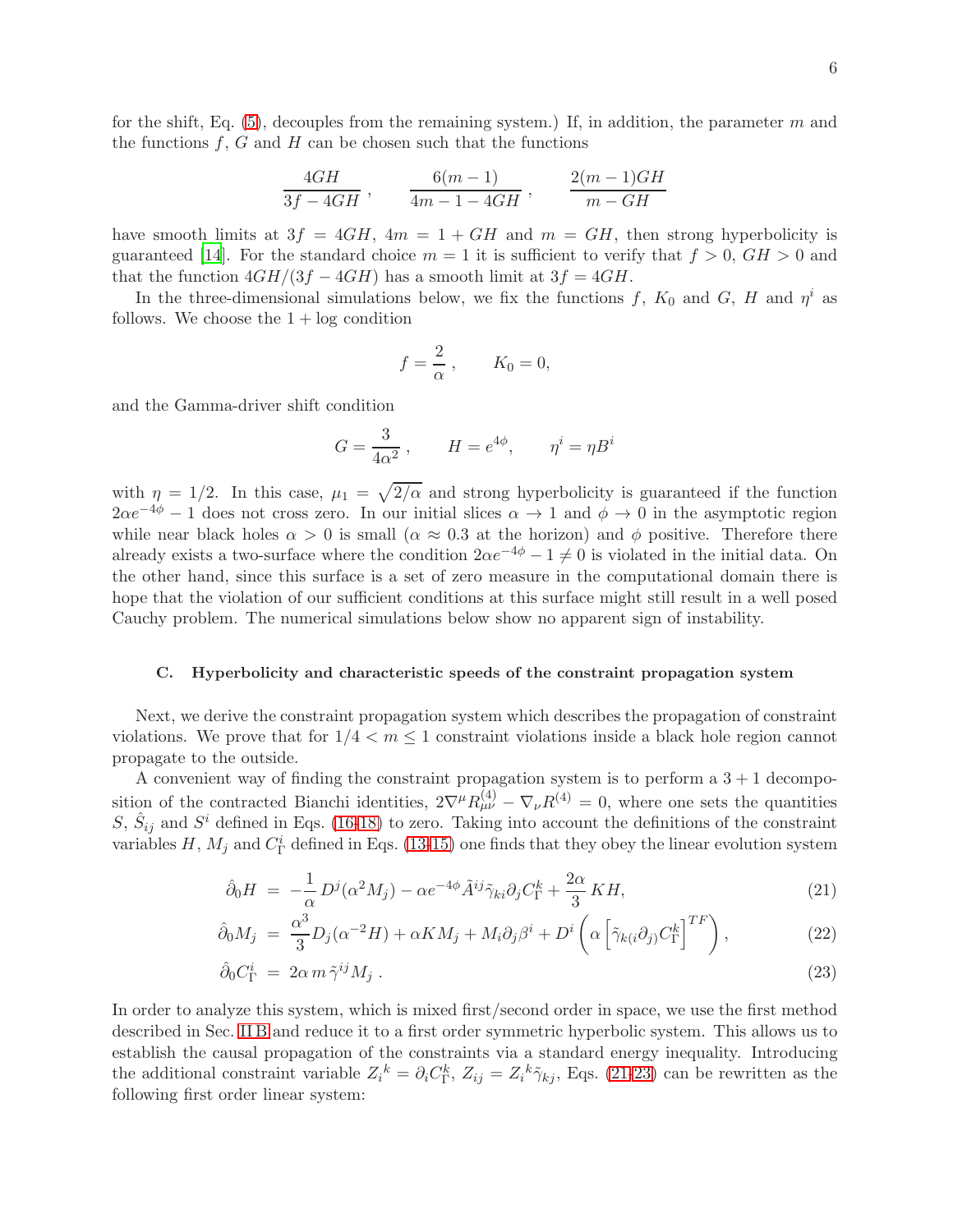for the shift, Eq. (5), decouples from the remaining system.) If, in addition, the parameter $m$ and the functions $f$, $G$ and $H$ can be chosen such that the functions

$$\frac{4GH}{3f - 4GH}\,, \qquad \frac{6(m-1)}{4m - 1 - 4GH}\,, \qquad \frac{2(m-1)GH}{m - GH}$$

have smooth limits at $3f = 4GH$, $4m = 1 + GH$ and $m = GH$, then strong hyperbolicity is guaranteed [14]. For the standard choice $m = 1$ it is sufficient to verify that $f > 0$, $GH > 0$ and that the function $4GH/(3f - 4GH)$ has a smooth limit at $3f = 4GH$.

In the three-dimensional simulations below, we fix the functions $f$, $K_0$ and $G$, $H$ and $\eta^i$ as follows. We choose the $1 + \log$ condition

$$f = \frac{2}{\alpha}\,, \qquad K_0 = 0,$$

and the Gamma-driver shift condition

$$G = \frac{3}{4\alpha^2}\,, \qquad H = e^{4\phi}, \qquad \eta^i = \eta B^i$$

with $\eta = 1/2$. In this case, $\mu_1 = \sqrt{2/\alpha}$ and strong hyperbolicity is guaranteed if the function $2\alpha e^{-4\phi} - 1$ does not cross zero. In our initial slices $\alpha \to 1$ and $\phi \to 0$ in the asymptotic region while near black holes $\alpha > 0$ is small ($\alpha \approx 0.3$ at the horizon) and $\phi$ positive. Therefore there already exists a two-surface where the condition $2\alpha e^{-4\phi} - 1 \neq 0$ is violated in the initial data. On the other hand, since this surface is a set of zero measure in the computational domain there is hope that the violation of our sufficient conditions at this surface might still result in a well posed Cauchy problem. The numerical simulations below show no apparent sign of instability.

### C. Hyperbolicity and characteristic speeds of the constraint propagation system

Next, we derive the constraint propagation system which describes the propagation of constraint violations. We prove that for $1/4 < m \leq 1$ constraint violations inside a black hole region cannot propagate to the outside.

A convenient way of finding the constraint propagation system is to perform a $3+1$ decomposition of the contracted Bianchi identities, $2\nabla^\mu R^{(4)}_{\mu\nu} - \nabla_\nu R^{(4)} = 0$, where one sets the quantities $S$, $\hat{S}_{ij}$ and $S^i$ defined in Eqs. (16-18) to zero. Taking into account the definitions of the constraint variables $H$, $M_j$ and $C^i_\Gamma$ defined in Eqs. (13-15) one finds that they obey the linear evolution system

$$\hat{\partial}_0 H \;=\; -\frac{1}{\alpha}\, D^j(\alpha^2 M_j) - \alpha e^{-4\phi} \tilde{A}^{ij} \tilde{\gamma}_{ki} \partial_j C^k_\Gamma + \frac{2\alpha}{3}\, K H, \tag{21}$$

$$\hat{\partial}_0 M_j \;=\; \frac{\alpha^3}{3} D_j(\alpha^{-2} H) + \alpha K M_j + M_i \partial_j \beta^i + D^i\left(\alpha \left[\tilde{\gamma}_{k(i}\partial_{j)} C^k_\Gamma\right]^{TF}\right), \tag{22}$$

$$\hat{\partial}_0 C^i_\Gamma \;=\; 2\alpha\, m\, \tilde{\gamma}^{ij} M_j\,. \tag{23}$$

In order to analyze this system, which is mixed first/second order in space, we use the first method described in Sec. II B and reduce it to a first order symmetric hyperbolic system. This allows us to establish the causal propagation of the constraints via a standard energy inequality. Introducing the additional constraint variable $Z_i{}^k = \partial_i C^k_\Gamma$, $Z_{ij} = Z_i{}^k \tilde{\gamma}_{kj}$, Eqs. (21-23) can be rewritten as the following first order linear system: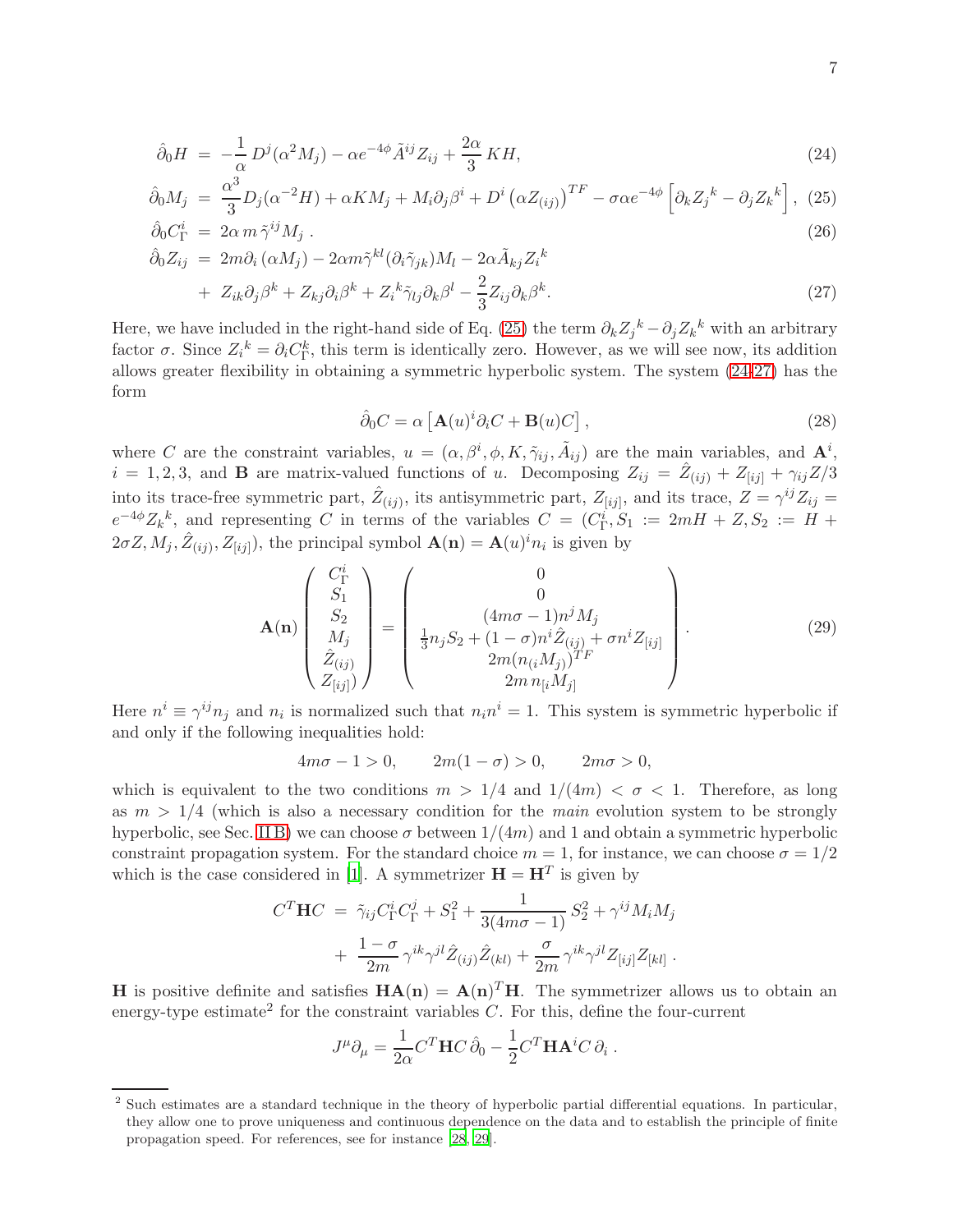$$\hat{\partial}_0 H = -\frac{1}{\alpha} D^j(\alpha^2 M_j) - \alpha e^{-4\phi} \tilde{A}^{ij} Z_{ij} + \frac{2\alpha}{3} K H, \tag{24}$$

$$\hat{\partial}_0 M_j = \frac{\alpha^3}{3} D_j(\alpha^{-2} H) + \alpha K M_j + M_i \partial_j \beta^i + D^i \left(\alpha Z_{(ij)}\right)^{TF} - \sigma \alpha e^{-4\phi} \left[\partial_k Z_j{}^k - \partial_j Z_k{}^k\right], \tag{25}$$

$$\hat{\partial}_0 C_\Gamma^i = 2\alpha\, m\, \tilde{\gamma}^{ij} M_j\,. \tag{26}$$

$$\begin{aligned} \hat{\partial}_0 Z_{ij} &= 2m \partial_i (\alpha M_j) - 2\alpha m \tilde{\gamma}^{kl} (\partial_i \tilde{\gamma}_{jk}) M_l - 2\alpha \tilde{A}_{kj} Z_i{}^k \\ &+ Z_{ik} \partial_j \beta^k + Z_{kj} \partial_i \beta^k + Z_i{}^k \tilde{\gamma}_{lj} \partial_k \beta^l - \frac{2}{3} Z_{ij} \partial_k \beta^k. \end{aligned} \tag{27}$$

Here, we have included in the right-hand side of Eq. (25) the term $\partial_k Z_j{}^k - \partial_j Z_k{}^k$ with an arbitrary factor $\sigma$. Since $Z_i{}^k = \partial_i C_\Gamma^k$, this term is identically zero. However, as we will see now, its addition allows greater flexibility in obtaining a symmetric hyperbolic system. The system (24-27) has the form

$$\hat{\partial}_0 C = \alpha \left[\mathbf{A}(u)^i \partial_i C + \mathbf{B}(u) C\right], \tag{28}$$

where $C$ are the constraint variables, $u = (\alpha, \beta^i, \phi, K, \tilde{\gamma}_{ij}, \tilde{A}_{ij})$ are the main variables, and $\mathbf{A}^i$, $i = 1, 2, 3$, and $\mathbf{B}$ are matrix-valued functions of $u$. Decomposing $Z_{ij} = \hat{Z}_{(ij)} + Z_{[ij]} + \gamma_{ij} Z/3$ into its trace-free symmetric part, $\hat{Z}_{(ij)}$, its antisymmetric part, $Z_{[ij]}$, and its trace, $Z = \gamma^{ij} Z_{ij} = e^{-4\phi} Z_k{}^k$, and representing $C$ in terms of the variables $C = (C_\Gamma^i, S_1 := 2mH + Z, S_2 := H + 2\sigma Z, M_j, \hat{Z}_{(ij)}, Z_{[ij]})$, the principal symbol $\mathbf{A}(\mathbf{n}) = \mathbf{A}(u)^i n_i$ is given by

$$\mathbf{A}(\mathbf{n}) \begin{pmatrix} C_\Gamma^i \\ S_1 \\ S_2 \\ M_j \\ \hat{Z}_{(ij)} \\ Z_{[ij]} \end{pmatrix} = \begin{pmatrix} 0 \\ 0 \\ (4m\sigma - 1) n^j M_j \\ \frac{1}{3} n_j S_2 + (1-\sigma) n^i \hat{Z}_{(ij)} + \sigma n^i Z_{[ij]} \\ 2m (n_{(i} M_{j)})^{TF} \\ 2m\, n_{[i} M_{j]} \end{pmatrix}. \tag{29}$$

Here $n^i \equiv \gamma^{ij} n_j$ and $n_i$ is normalized such that $n_i n^i = 1$. This system is symmetric hyperbolic if and only if the following inequalities hold:

$$4m\sigma - 1 > 0, \qquad 2m(1-\sigma) > 0, \qquad 2m\sigma > 0,$$

which is equivalent to the two conditions $m > 1/4$ and $1/(4m) < \sigma < 1$. Therefore, as long as $m > 1/4$ (which is also a necessary condition for the *main* evolution system to be strongly hyperbolic, see Sec. II B) we can choose $\sigma$ between $1/(4m)$ and 1 and obtain a symmetric hyperbolic constraint propagation system. For the standard choice $m = 1$, for instance, we can choose $\sigma = 1/2$ which is the case considered in [1]. A symmetrizer $\mathbf{H} = \mathbf{H}^T$ is given by

$$\begin{aligned} C^T \mathbf{H} C &= \tilde{\gamma}_{ij} C_\Gamma^i C_\Gamma^j + S_1^2 + \frac{1}{3(4m\sigma - 1)} S_2^2 + \gamma^{ij} M_i M_j \\ &+ \frac{1-\sigma}{2m} \gamma^{ik} \gamma^{jl} \hat{Z}_{(ij)} \hat{Z}_{(kl)} + \frac{\sigma}{2m} \gamma^{ik} \gamma^{jl} Z_{[ij]} Z_{[kl]}\,. \end{aligned}$$

$\mathbf{H}$ is positive definite and satisfies $\mathbf{H}\mathbf{A}(\mathbf{n}) = \mathbf{A}(\mathbf{n})^T \mathbf{H}$. The symmetrizer allows us to obtain an energy-type estimate[2] for the constraint variables $C$. For this, define the four-current

$$J^\mu \partial_\mu = \frac{1}{2\alpha} C^T \mathbf{H} C\, \hat{\partial}_0 - \frac{1}{2} C^T \mathbf{H} \mathbf{A}^i C\, \partial_i\,.$$

[2] Such estimates are a standard technique in the theory of hyperbolic partial differential equations. In particular, they allow one to prove uniqueness and continuous dependence on the data and to establish the principle of finite propagation speed. For references, see for instance [28, 29].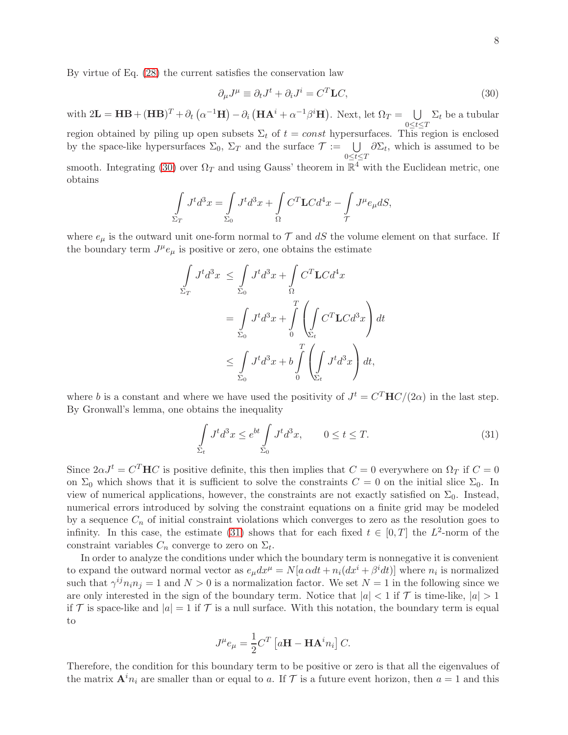By virtue of Eq. (28) the current satisfies the conservation law

$$\partial_\mu J^\mu \equiv \partial_t J^t + \partial_i J^i = C^T \mathbf{L} C, \tag{30}$$

with $2\mathbf{L} = \mathbf{HB} + (\mathbf{HB})^T + \partial_t \left(\alpha^{-1}\mathbf{H}\right) - \partial_i \left(\mathbf{HA}^i + \alpha^{-1}\beta^i \mathbf{H}\right)$. Next, let $\Omega_T = \bigcup\limits_{0\leq t\leq T} \Sigma_t$ be a tubular region obtained by piling up open subsets $\Sigma_t$ of $t = const$ hypersurfaces. This region is enclosed by the space-like hypersurfaces $\Sigma_0$, $\Sigma_T$ and the surface $\mathcal{T} := \bigcup\limits_{0\leq t\leq T} \partial\Sigma_t$, which is assumed to be smooth. Integrating (30) over $\Omega_T$ and using Gauss' theorem in $\mathbb{R}^4$ with the Euclidean metric, one obtains

$$\int\limits_{\Sigma_T} J^t d^3x = \int\limits_{\Sigma_0} J^t d^3x + \int\limits_{\Omega} C^T \mathbf{L} C d^4x - \int\limits_{\mathcal{T}} J^\mu e_\mu dS,$$

where $e_\mu$ is the outward unit one-form normal to $\mathcal{T}$ and $dS$ the volume element on that surface. If the boundary term $J^\mu e_\mu$ is positive or zero, one obtains the estimate

$$\begin{aligned}
\int\limits_{\Sigma_T} J^t d^3x &\leq \int\limits_{\Sigma_0} J^t d^3x + \int\limits_{\Omega} C^T \mathbf{L} C d^4x \\
&= \int\limits_{\Sigma_0} J^t d^3x + \int\limits_0^T \left( \int\limits_{\Sigma_t} C^T \mathbf{L} C d^3x \right) dt \\
&\leq \int\limits_{\Sigma_0} J^t d^3x + b \int\limits_0^T \left( \int\limits_{\Sigma_t} J^t d^3x \right) dt,
\end{aligned}$$

where $b$ is a constant and where we have used the positivity of $J^t = C^T \mathbf{H} C/(2\alpha)$ in the last step. By Gronwall's lemma, one obtains the inequality

$$\int\limits_{\Sigma_t} J^t d^3x \leq e^{bt} \int\limits_{\Sigma_0} J^t d^3x, \qquad 0 \leq t \leq T. \tag{31}$$

Since $2\alpha J^t = C^T \mathbf{H} C$ is positive definite, this then implies that $C = 0$ everywhere on $\Omega_T$ if $C = 0$ on $\Sigma_0$ which shows that it is sufficient to solve the constraints $C = 0$ on the initial slice $\Sigma_0$. In view of numerical applications, however, the constraints are not exactly satisfied on $\Sigma_0$. Instead, numerical errors introduced by solving the constraint equations on a finite grid may be modeled by a sequence $C_n$ of initial constraint violations which converges to zero as the resolution goes to infinity. In this case, the estimate (31) shows that for each fixed $t \in [0, T]$ the $L^2$-norm of the constraint variables $C_n$ converge to zero on $\Sigma_t$.

In order to analyze the conditions under which the boundary term is nonnegative it is convenient to expand the outward normal vector as $e_\mu dx^\mu = N[a\,\alpha dt + n_i(dx^i + \beta^i dt)]$ where $n_i$ is normalized such that $\gamma^{ij} n_i n_j = 1$ and $N > 0$ is a normalization factor. We set $N = 1$ in the following since we are only interested in the sign of the boundary term. Notice that $|a| < 1$ if $\mathcal{T}$ is time-like, $|a| > 1$ if $\mathcal{T}$ is space-like and $|a| = 1$ if $\mathcal{T}$ is a null surface. With this notation, the boundary term is equal to

$$J^\mu e_\mu = \frac{1}{2} C^T \left[ a\mathbf{H} - \mathbf{HA}^i n_i \right] C.$$

Therefore, the condition for this boundary term to be positive or zero is that all the eigenvalues of the matrix $\mathbf{A}^i n_i$ are smaller than or equal to $a$. If $\mathcal{T}$ is a future event horizon, then $a = 1$ and this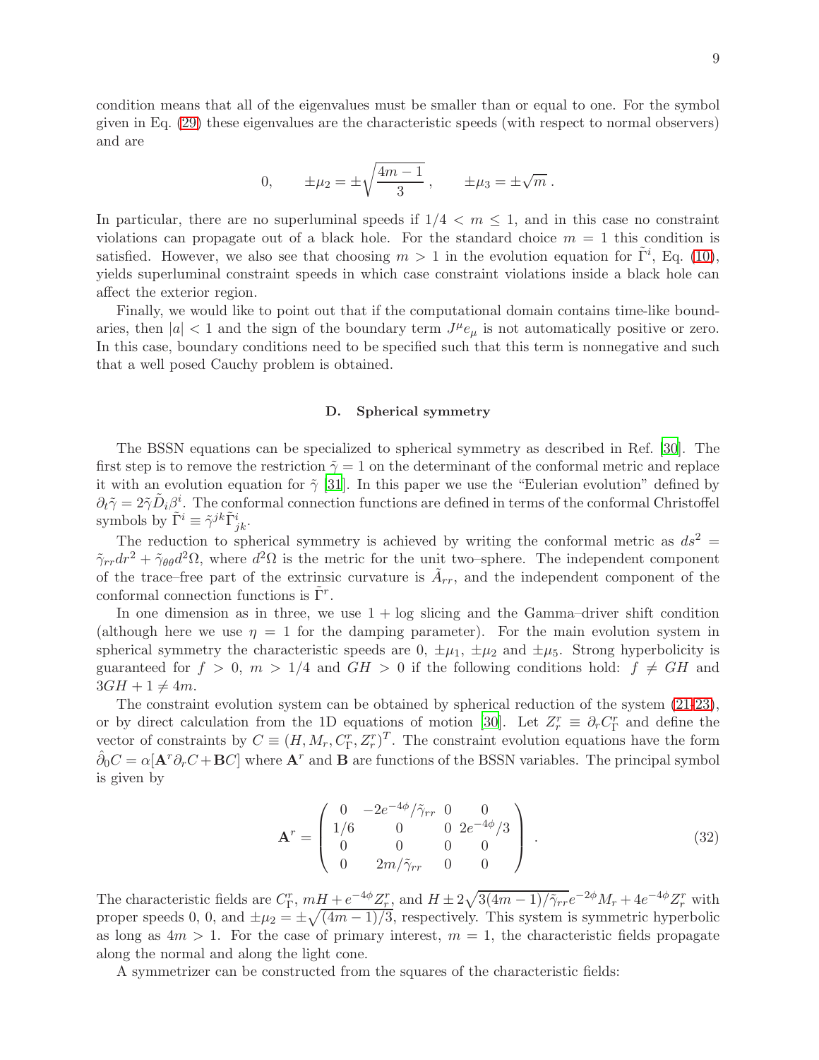condition means that all of the eigenvalues must be smaller than or equal to one. For the symbol given in Eq. (29) these eigenvalues are the characteristic speeds (with respect to normal observers) and are

$$0, \qquad \pm\mu_2 = \pm\sqrt{\frac{4m-1}{3}}\,, \qquad \pm\mu_3 = \pm\sqrt{m}\,.$$

In particular, there are no superluminal speeds if $1/4 < m \leq 1$, and in this case no constraint violations can propagate out of a black hole. For the standard choice $m = 1$ this condition is satisfied. However, we also see that choosing $m > 1$ in the evolution equation for $\tilde{\Gamma}^i$, Eq. (10), yields superluminal constraint speeds in which case constraint violations inside a black hole can affect the exterior region.

Finally, we would like to point out that if the computational domain contains time-like boundaries, then $|a| < 1$ and the sign of the boundary term $J^\mu e_\mu$ is not automatically positive or zero. In this case, boundary conditions need to be specified such that this term is nonnegative and such that a well posed Cauchy problem is obtained.

### D. Spherical symmetry

The BSSN equations can be specialized to spherical symmetry as described in Ref. [30]. The first step is to remove the restriction $\tilde{\gamma} = 1$ on the determinant of the conformal metric and replace it with an evolution equation for $\tilde{\gamma}$ [31]. In this paper we use the "Eulerian evolution" defined by $\partial_t\tilde{\gamma} = 2\tilde{\gamma}\tilde{D}_i\beta^i$. The conformal connection functions are defined in terms of the conformal Christoffel symbols by $\tilde{\Gamma}^i \equiv \tilde{\gamma}^{jk}\tilde{\Gamma}^i_{jk}$.

The reduction to spherical symmetry is achieved by writing the conformal metric as $ds^2 = \tilde{\gamma}_{rr}dr^2 + \tilde{\gamma}_{\theta\theta}d^2\Omega$, where $d^2\Omega$ is the metric for the unit two–sphere. The independent component of the trace–free part of the extrinsic curvature is $\tilde{A}_{rr}$, and the independent component of the conformal connection functions is $\tilde{\Gamma}^r$.

In one dimension as in three, we use $1 + \log$ slicing and the Gamma–driver shift condition (although here we use $\eta = 1$ for the damping parameter). For the main evolution system in spherical symmetry the characteristic speeds are $0$, $\pm\mu_1$, $\pm\mu_2$ and $\pm\mu_5$. Strong hyperbolicity is guaranteed for $f > 0$, $m > 1/4$ and $GH > 0$ if the following conditions hold: $f \neq GH$ and $3GH + 1 \neq 4m$.

The constraint evolution system can be obtained by spherical reduction of the system (21-23), or by direct calculation from the 1D equations of motion [30]. Let $Z^r_r \equiv \partial_r C^r_\Gamma$ and define the vector of constraints by $C \equiv (H, M_r, C^r_\Gamma, Z^r_r)^T$. The constraint evolution equations have the form $\hat{\partial}_0 C = \alpha[\mathbf{A}^r\partial_r C + \mathbf{B}C]$ where $\mathbf{A}^r$ and $\mathbf{B}$ are functions of the BSSN variables. The principal symbol is given by

$$\mathbf{A}^r = \begin{pmatrix} 0 & -2e^{-4\phi}/\tilde{\gamma}_{rr} & 0 & 0 \\ 1/6 & 0 & 0 & 2e^{-4\phi}/3 \\ 0 & 0 & 0 & 0 \\ 0 & 2m/\tilde{\gamma}_{rr} & 0 & 0 \end{pmatrix} . \tag{32}$$

The characteristic fields are $C^r_\Gamma$, $mH + e^{-4\phi}Z^r_r$, and $H \pm 2\sqrt{3(4m-1)/\tilde{\gamma}_{rr}}e^{-2\phi}M_r + 4e^{-4\phi}Z^r_r$ with proper speeds $0$, $0$, and $\pm\mu_2 = \pm\sqrt{(4m-1)/3}$, respectively. This system is symmetric hyperbolic as long as $4m > 1$. For the case of primary interest, $m = 1$, the characteristic fields propagate along the normal and along the light cone.

A symmetrizer can be constructed from the squares of the characteristic fields: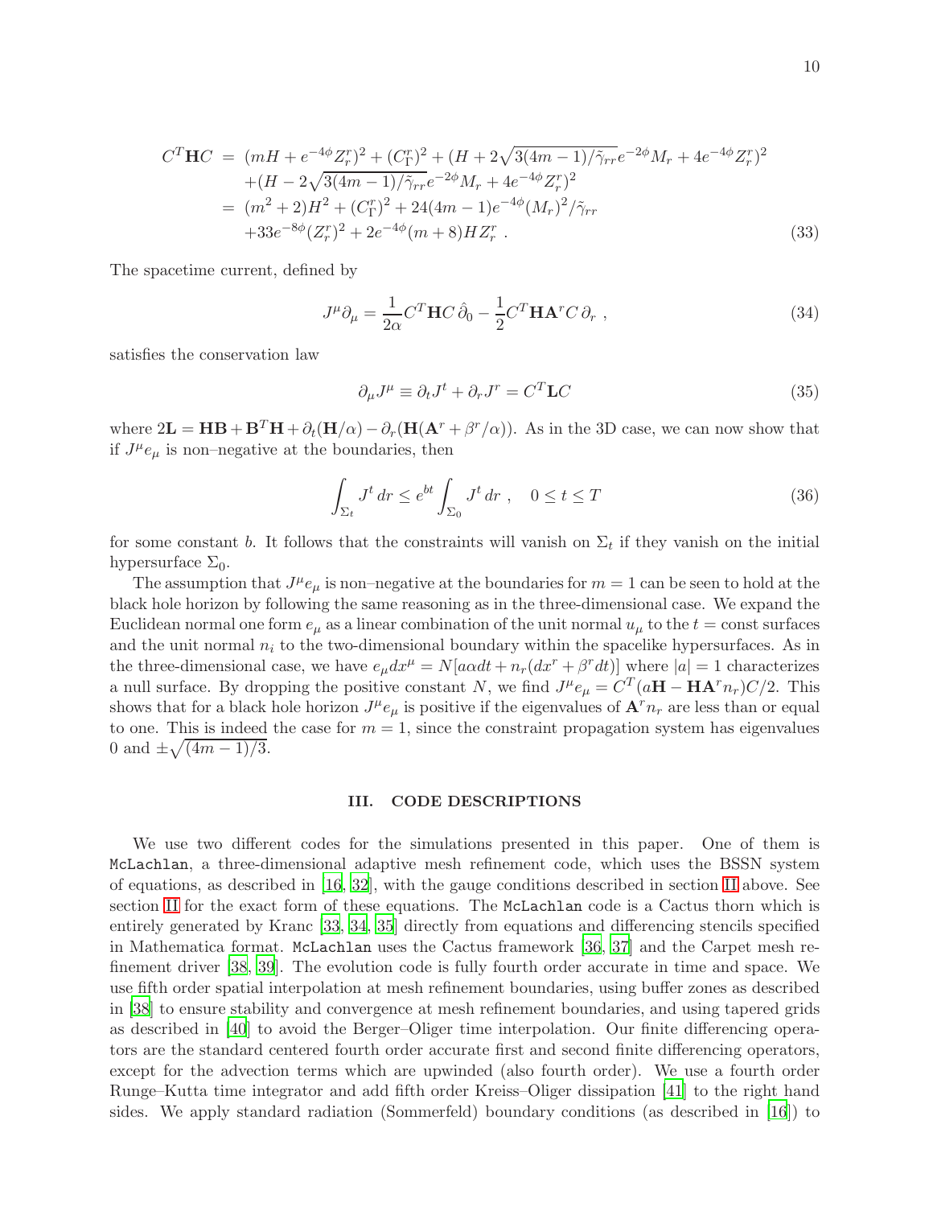$$
\begin{aligned}
C^T\mathbf{H}C &= (mH + e^{-4\phi}Z^r_r)^2 + (C^r_\Gamma)^2 + (H + 2\sqrt{3(4m-1)/\tilde{\gamma}_{rr}}e^{-2\phi}M_r + 4e^{-4\phi}Z^r_r)^2 \\
&\quad + (H - 2\sqrt{3(4m-1)/\tilde{\gamma}_{rr}}e^{-2\phi}M_r + 4e^{-4\phi}Z^r_r)^2 \\
&= (m^2+2)H^2 + (C^r_\Gamma)^2 + 24(4m-1)e^{-4\phi}(M_r)^2/\tilde{\gamma}_{rr} \\
&\quad + 33e^{-8\phi}(Z^r_r)^2 + 2e^{-4\phi}(m+8)HZ^r_r \; .
\end{aligned}
\tag{33}
$$

The spacetime current, defined by

$$
J^\mu \partial_\mu = \frac{1}{2\alpha} C^T\mathbf{H}C\,\hat{\partial}_0 - \frac{1}{2}C^T\mathbf{H}\mathbf{A}^r C\,\partial_r \; , \tag{34}
$$

satisfies the conservation law

$$
\partial_\mu J^\mu \equiv \partial_t J^t + \partial_r J^r = C^T\mathbf{L}C \tag{35}
$$

where $2\mathbf{L} = \mathbf{H}\mathbf{B} + \mathbf{B}^T\mathbf{H} + \partial_t(\mathbf{H}/\alpha) - \partial_r(\mathbf{H}(\mathbf{A}^r + \beta^r/\alpha))$. As in the 3D case, we can now show that if $J^\mu e_\mu$ is non–negative at the boundaries, then

$$
\int_{\Sigma_t} J^t \, dr \le e^{bt} \int_{\Sigma_0} J^t \, dr \; , \quad 0 \le t \le T \tag{36}
$$

for some constant $b$. It follows that the constraints will vanish on $\Sigma_t$ if they vanish on the initial hypersurface $\Sigma_0$.

The assumption that $J^\mu e_\mu$ is non–negative at the boundaries for $m = 1$ can be seen to hold at the black hole horizon by following the same reasoning as in the three-dimensional case. We expand the Euclidean normal one form $e_\mu$ as a linear combination of the unit normal $u_\mu$ to the $t = \text{const}$ surfaces and the unit normal $n_i$ to the two-dimensional boundary within the spacelike hypersurfaces. As in the three-dimensional case, we have $e_\mu dx^\mu = N[a\alpha dt + n_r(dx^r + \beta^r dt)]$ where $|a| = 1$ characterizes a null surface. By dropping the positive constant $N$, we find $J^\mu e_\mu = C^T(a\mathbf{H} - \mathbf{H}\mathbf{A}^r n_r)C/2$. This shows that for a black hole horizon $J^\mu e_\mu$ is positive if the eigenvalues of $\mathbf{A}^r n_r$ are less than or equal to one. This is indeed the case for $m = 1$, since the constraint propagation system has eigenvalues 0 and $\pm\sqrt{(4m-1)/3}$.

## III. CODE DESCRIPTIONS

We use two different codes for the simulations presented in this paper. One of them is `McLachlan`, a three-dimensional adaptive mesh refinement code, which uses the BSSN system of equations, as described in [16, 32], with the gauge conditions described in section II above. See section II for the exact form of these equations. The `McLachlan` code is a Cactus thorn which is entirely generated by Kranc [33, 34, 35] directly from equations and differencing stencils specified in Mathematica format. `McLachlan` uses the Cactus framework [36, 37] and the Carpet mesh refinement driver [38, 39]. The evolution code is fully fourth order accurate in time and space. We use fifth order spatial interpolation at mesh refinement boundaries, using buffer zones as described in [38] to ensure stability and convergence at mesh refinement boundaries, and using tapered grids as described in [40] to avoid the Berger–Oliger time interpolation. Our finite differencing operators are the standard centered fourth order accurate first and second finite differencing operators, except for the advection terms which are upwinded (also fourth order). We use a fourth order Runge–Kutta time integrator and add fifth order Kreiss–Oliger dissipation [41] to the right hand sides. We apply standard radiation (Sommerfeld) boundary conditions (as described in [16]) to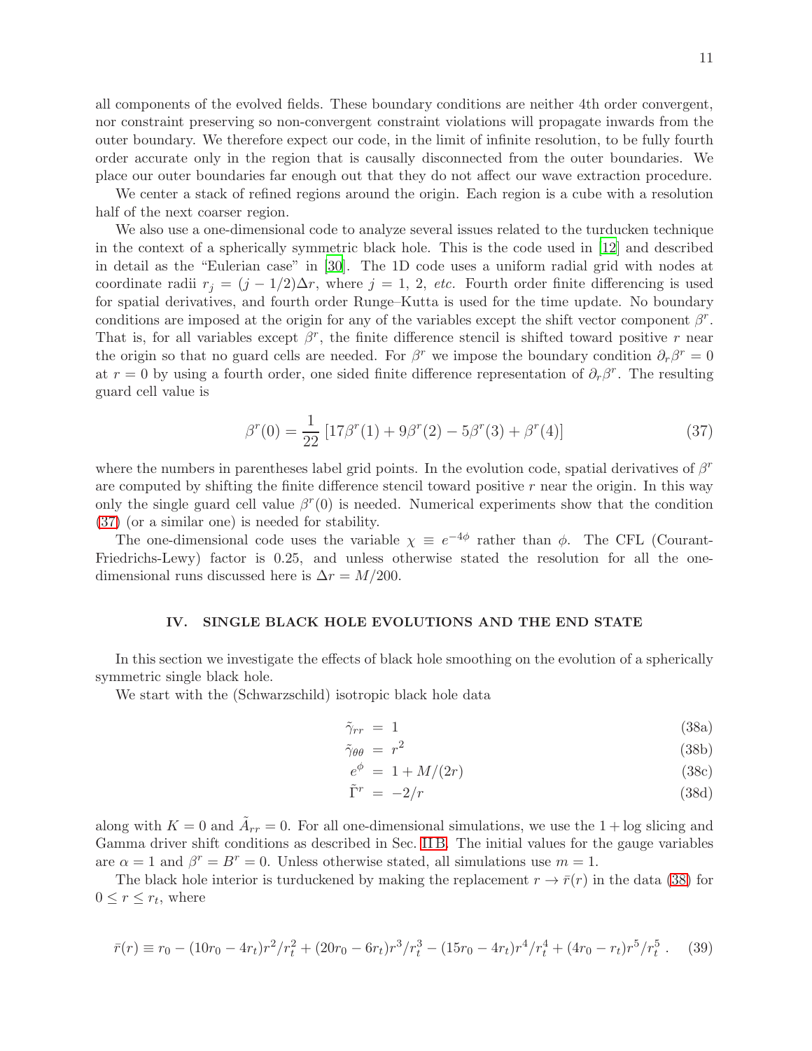all components of the evolved fields. These boundary conditions are neither 4th order convergent, nor constraint preserving so non-convergent constraint violations will propagate inwards from the outer boundary. We therefore expect our code, in the limit of infinite resolution, to be fully fourth order accurate only in the region that is causally disconnected from the outer boundaries. We place our outer boundaries far enough out that they do not affect our wave extraction procedure.

We center a stack of refined regions around the origin. Each region is a cube with a resolution half of the next coarser region.

We also use a one-dimensional code to analyze several issues related to the turducken technique in the context of a spherically symmetric black hole. This is the code used in [12] and described in detail as the "Eulerian case" in [30]. The 1D code uses a uniform radial grid with nodes at coordinate radii $r_j = (j - 1/2)\Delta r$, where $j = 1, 2,$ *etc.* Fourth order finite differencing is used for spatial derivatives, and fourth order Runge–Kutta is used for the time update. No boundary conditions are imposed at the origin for any of the variables except the shift vector component $\beta^r$. That is, for all variables except $\beta^r$, the finite difference stencil is shifted toward positive $r$ near the origin so that no guard cells are needed. For $\beta^r$ we impose the boundary condition $\partial_r \beta^r = 0$ at $r = 0$ by using a fourth order, one sided finite difference representation of $\partial_r \beta^r$. The resulting guard cell value is

$$\beta^r(0) = \frac{1}{22}\left[17\beta^r(1) + 9\beta^r(2) - 5\beta^r(3) + \beta^r(4)\right] \tag{37}$$

where the numbers in parentheses label grid points. In the evolution code, spatial derivatives of $\beta^r$ are computed by shifting the finite difference stencil toward positive $r$ near the origin. In this way only the single guard cell value $\beta^r(0)$ is needed. Numerical experiments show that the condition (37) (or a similar one) is needed for stability.

The one-dimensional code uses the variable $\chi \equiv e^{-4\phi}$ rather than $\phi$. The CFL (Courant-Friedrichs-Lewy) factor is 0.25, and unless otherwise stated the resolution for all the one-dimensional runs discussed here is $\Delta r = M/200$.

## IV. SINGLE BLACK HOLE EVOLUTIONS AND THE END STATE

In this section we investigate the effects of black hole smoothing on the evolution of a spherically symmetric single black hole.

We start with the (Schwarzschild) isotropic black hole data

$$\tilde{\gamma}_{rr} = 1 \tag{38a}$$

$$\tilde{\gamma}_{\theta\theta} = r^2 \tag{38b}$$

$$e^{\phi} = 1 + M/(2r) \tag{38c}$$

$$\tilde{\Gamma}^r = -2/r \tag{38d}$$

along with $K = 0$ and $\tilde{A}_{rr} = 0$. For all one-dimensional simulations, we use the $1 + \log$ slicing and Gamma driver shift conditions as described in Sec. IIB. The initial values for the gauge variables are $\alpha = 1$ and $\beta^r = B^r = 0$. Unless otherwise stated, all simulations use $m = 1$.

The black hole interior is turduckened by making the replacement $r \to \bar{r}(r)$ in the data (38) for $0 \le r \le r_t$, where

$$\bar{r}(r) \equiv r_0 - (10r_0 - 4r_t)r^2/r_t^2 + (20r_0 - 6r_t)r^3/r_t^3 - (15r_0 - 4r_t)r^4/r_t^4 + (4r_0 - r_t)r^5/r_t^5 \,. \tag{39}$$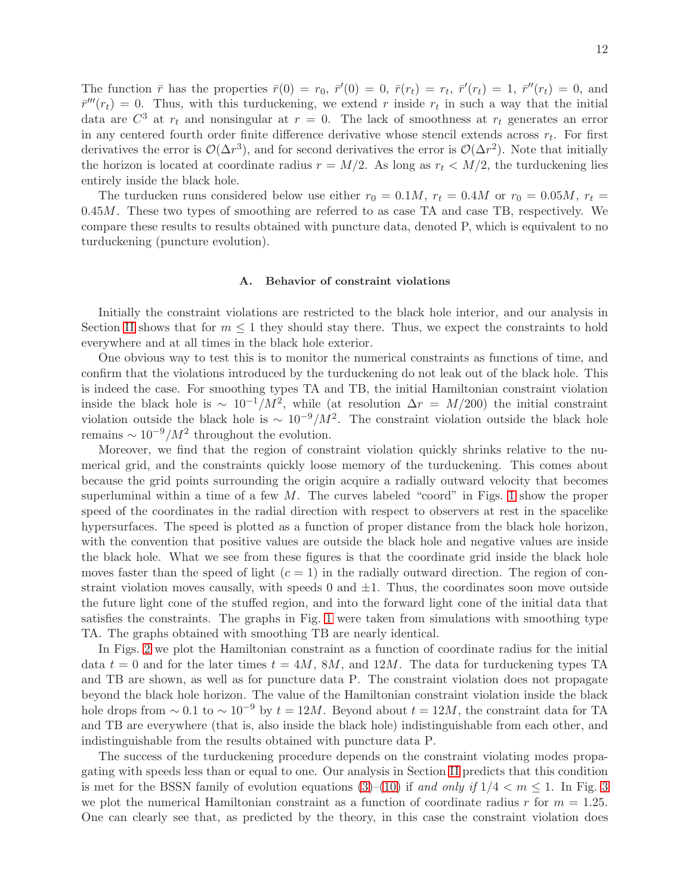The function $\bar{r}$ has the properties $\bar{r}(0) = r_0$, $\bar{r}'(0) = 0$, $\bar{r}(r_t) = r_t$, $\bar{r}'(r_t) = 1$, $\bar{r}''(r_t) = 0$, and $\bar{r}'''(r_t) = 0$. Thus, with this turduckening, we extend $r$ inside $r_t$ in such a way that the initial data are $C^3$ at $r_t$ and nonsingular at $r = 0$. The lack of smoothness at $r_t$ generates an error in any centered fourth order finite difference derivative whose stencil extends across $r_t$. For first derivatives the error is $\mathcal{O}(\Delta r^3)$, and for second derivatives the error is $\mathcal{O}(\Delta r^2)$. Note that initially the horizon is located at coordinate radius $r = M/2$. As long as $r_t < M/2$, the turduckening lies entirely inside the black hole.

The turducken runs considered below use either $r_0 = 0.1M$, $r_t = 0.4M$ or $r_0 = 0.05M$, $r_t = 0.45M$. These two types of smoothing are referred to as case TA and case TB, respectively. We compare these results to results obtained with puncture data, denoted P, which is equivalent to no turduckening (puncture evolution).

### A. Behavior of constraint violations

Initially the constraint violations are restricted to the black hole interior, and our analysis in Section II shows that for $m \leq 1$ they should stay there. Thus, we expect the constraints to hold everywhere and at all times in the black hole exterior.

One obvious way to test this is to monitor the numerical constraints as functions of time, and confirm that the violations introduced by the turduckening do not leak out of the black hole. This is indeed the case. For smoothing types TA and TB, the initial Hamiltonian constraint violation inside the black hole is $\sim 10^{-1}/M^2$, while (at resolution $\Delta r = M/200$) the initial constraint violation outside the black hole is $\sim 10^{-9}/M^2$. The constraint violation outside the black hole remains $\sim 10^{-9}/M^2$ throughout the evolution.

Moreover, we find that the region of constraint violation quickly shrinks relative to the numerical grid, and the constraints quickly loose memory of the turduckening. This comes about because the grid points surrounding the origin acquire a radially outward velocity that becomes superluminal within a time of a few $M$. The curves labeled "coord" in Figs. 1 show the proper speed of the coordinates in the radial direction with respect to observers at rest in the spacelike hypersurfaces. The speed is plotted as a function of proper distance from the black hole horizon, with the convention that positive values are outside the black hole and negative values are inside the black hole. What we see from these figures is that the coordinate grid inside the black hole moves faster than the speed of light ($c = 1$) in the radially outward direction. The region of constraint violation moves causally, with speeds 0 and $\pm 1$. Thus, the coordinates soon move outside the future light cone of the stuffed region, and into the forward light cone of the initial data that satisfies the constraints. The graphs in Fig. 1 were taken from simulations with smoothing type TA. The graphs obtained with smoothing TB are nearly identical.

In Figs. 2 we plot the Hamiltonian constraint as a function of coordinate radius for the initial data $t = 0$ and for the later times $t = 4M$, $8M$, and $12M$. The data for turduckening types TA and TB are shown, as well as for puncture data P. The constraint violation does not propagate beyond the black hole horizon. The value of the Hamiltonian constraint violation inside the black hole drops from $\sim 0.1$ to $\sim 10^{-9}$ by $t = 12M$. Beyond about $t = 12M$, the constraint data for TA and TB are everywhere (that is, also inside the black hole) indistinguishable from each other, and indistinguishable from the results obtained with puncture data P.

The success of the turduckening procedure depends on the constraint violating modes propagating with speeds less than or equal to one. Our analysis in Section II predicts that this condition is met for the BSSN family of evolution equations (3)–(10) if *and only if* $1/4 < m \leq 1$. In Fig. 3 we plot the numerical Hamiltonian constraint as a function of coordinate radius $r$ for $m = 1.25$. One can clearly see that, as predicted by the theory, in this case the constraint violation does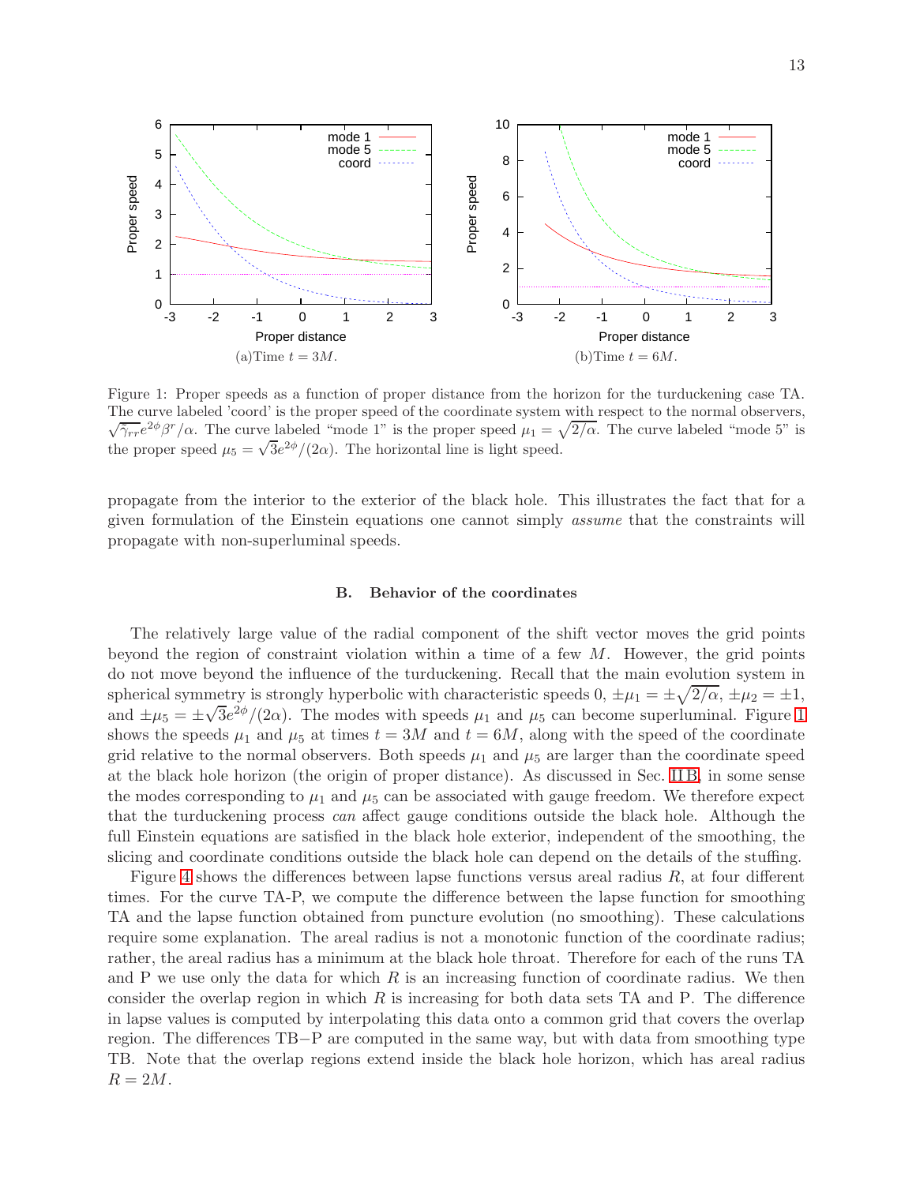Figure 1: Proper speeds as a function of proper distance from the horizon for the turduckening case TA. The curve labeled 'coord' is the proper speed of the coordinate system with respect to the normal observers, $\sqrt{\tilde{\gamma}_{rr}}e^{2\phi}\beta^r/\alpha$. The curve labeled "mode 1" is the proper speed $\mu_1 = \sqrt{2/\alpha}$. The curve labeled "mode 5" is the proper speed $\mu_5 = \sqrt{3}e^{2\phi}/(2\alpha)$. The horizontal line is light speed.

(a)Time $t = 3M$.

(b)Time $t = 6M$.

propagate from the interior to the exterior of the black hole. This illustrates the fact that for a given formulation of the Einstein equations one cannot simply *assume* that the constraints will propagate with non-superluminal speeds.

### B. Behavior of the coordinates

The relatively large value of the radial component of the shift vector moves the grid points beyond the region of constraint violation within a time of a few $M$. However, the grid points do not move beyond the influence of the turduckening. Recall that the main evolution system in spherical symmetry is strongly hyperbolic with characteristic speeds 0, $\pm\mu_1 = \pm\sqrt{2/\alpha}$, $\pm\mu_2 = \pm 1$, and $\pm\mu_5 = \pm\sqrt{3}e^{2\phi}/(2\alpha)$. The modes with speeds $\mu_1$ and $\mu_5$ can become superluminal. Figure 1 shows the speeds $\mu_1$ and $\mu_5$ at times $t = 3M$ and $t = 6M$, along with the speed of the coordinate grid relative to the normal observers. Both speeds $\mu_1$ and $\mu_5$ are larger than the coordinate speed at the black hole horizon (the origin of proper distance). As discussed in Sec. II B, in some sense the modes corresponding to $\mu_1$ and $\mu_5$ can be associated with gauge freedom. We therefore expect that the turduckening process *can* affect gauge conditions outside the black hole. Although the full Einstein equations are satisfied in the black hole exterior, independent of the smoothing, the slicing and coordinate conditions outside the black hole can depend on the details of the stuffing.

Figure 4 shows the differences between lapse functions versus areal radius $R$, at four different times. For the curve TA-P, we compute the difference between the lapse function for smoothing TA and the lapse function obtained from puncture evolution (no smoothing). These calculations require some explanation. The areal radius is not a monotonic function of the coordinate radius; rather, the areal radius has a minimum at the black hole throat. Therefore for each of the runs TA and P we use only the data for which $R$ is an increasing function of coordinate radius. We then consider the overlap region in which $R$ is increasing for both data sets TA and P. The difference in lapse values is computed by interpolating this data onto a common grid that covers the overlap region. The differences TB−P are computed in the same way, but with data from smoothing type TB. Note that the overlap regions extend inside the black hole horizon, which has areal radius $R = 2M$.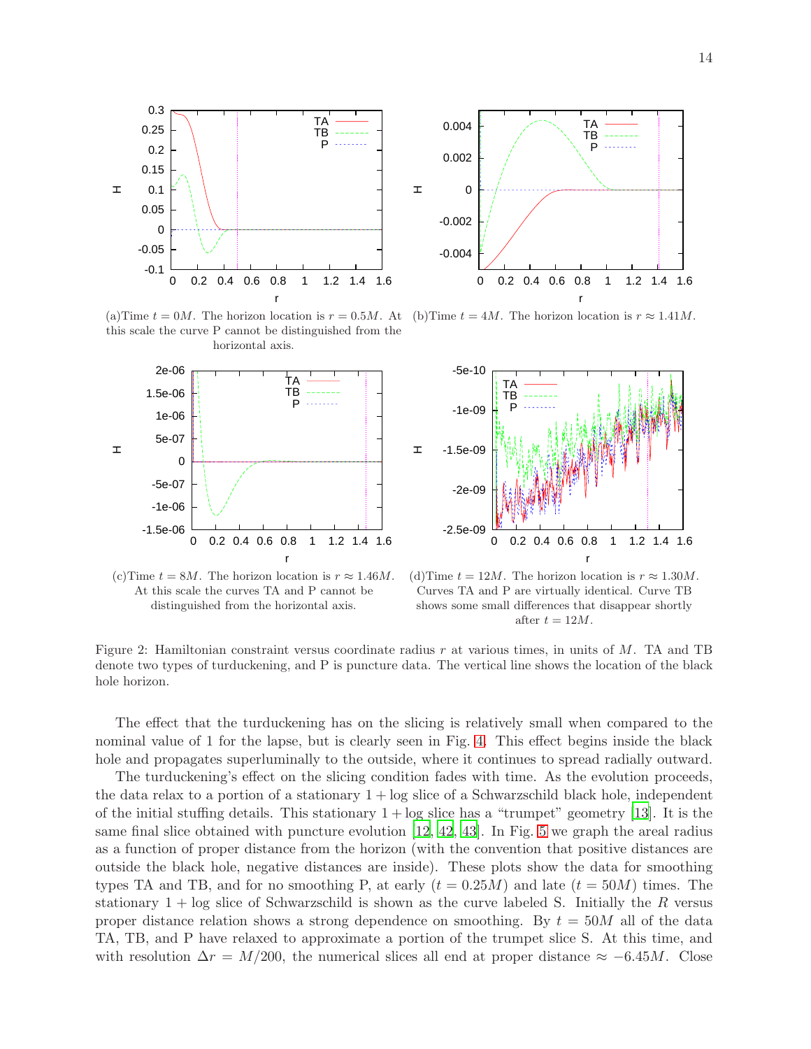(a)Time $t = 0M$. The horizon location is $r = 0.5M$. At this scale the curve P cannot be distinguished from the horizontal axis.

(b)Time $t = 4M$. The horizon location is $r \approx 1.41M$.

(c)Time $t = 8M$. The horizon location is $r \approx 1.46M$. At this scale the curves TA and P cannot be distinguished from the horizontal axis.

(d)Time $t = 12M$. The horizon location is $r \approx 1.30M$. Curves TA and P are virtually identical. Curve TB shows some small differences that disappear shortly after $t = 12M$.

Figure 2: Hamiltonian constraint versus coordinate radius $r$ at various times, in units of $M$. TA and TB denote two types of turduckening, and P is puncture data. The vertical line shows the location of the black hole horizon.

The effect that the turduckening has on the slicing is relatively small when compared to the nominal value of 1 for the lapse, but is clearly seen in Fig. 4. This effect begins inside the black hole and propagates superluminally to the outside, where it continues to spread radially outward.

The turduckening's effect on the slicing condition fades with time. As the evolution proceeds, the data relax to a portion of a stationary $1 + \log$ slice of a Schwarzschild black hole, independent of the initial stuffing details. This stationary $1 + \log$ slice has a "trumpet" geometry [13]. It is the same final slice obtained with puncture evolution [12, 42, 43]. In Fig. 5 we graph the areal radius as a function of proper distance from the horizon (with the convention that positive distances are outside the black hole, negative distances are inside). These plots show the data for smoothing types TA and TB, and for no smoothing P, at early ($t = 0.25M$) and late ($t = 50M$) times. The stationary $1 + \log$ slice of Schwarzschild is shown as the curve labeled S. Initially the $R$ versus proper distance relation shows a strong dependence on smoothing. By $t = 50M$ all of the data TA, TB, and P have relaxed to approximate a portion of the trumpet slice S. At this time, and with resolution $\Delta r = M/200$, the numerical slices all end at proper distance $\approx -6.45M$. Close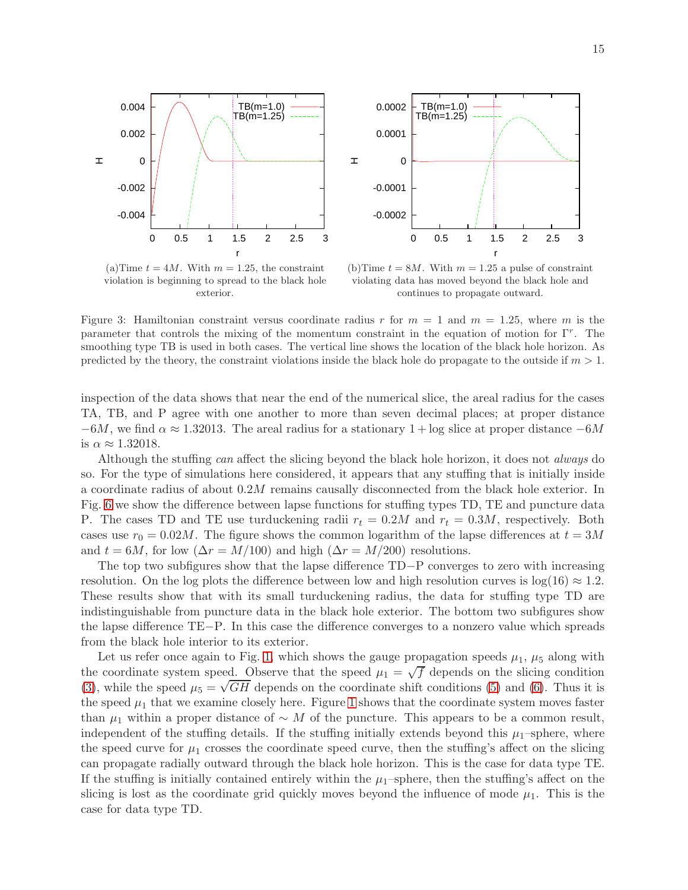(a)Time $t = 4M$. With $m = 1.25$, the constraint violation is beginning to spread to the black hole exterior.

(b)Time $t = 8M$. With $m = 1.25$ a pulse of constraint violating data has moved beyond the black hole and continues to propagate outward.

Figure 3: Hamiltonian constraint versus coordinate radius $r$ for $m = 1$ and $m = 1.25$, where $m$ is the parameter that controls the mixing of the momentum constraint in the equation of motion for $\Gamma^r$. The smoothing type TB is used in both cases. The vertical line shows the location of the black hole horizon. As predicted by the theory, the constraint violations inside the black hole do propagate to the outside if $m > 1$.

inspection of the data shows that near the end of the numerical slice, the areal radius for the cases TA, TB, and P agree with one another to more than seven decimal places; at proper distance $-6M$, we find $\alpha \approx 1.32013$. The areal radius for a stationary $1 + \log$ slice at proper distance $-6M$ is $\alpha \approx 1.32018$.

Although the stuffing *can* affect the slicing beyond the black hole horizon, it does not *always* do so. For the type of simulations here considered, it appears that any stuffing that is initially inside a coordinate radius of about $0.2M$ remains causally disconnected from the black hole exterior. In Fig. 6 we show the difference between lapse functions for stuffing types TD, TE and puncture data P. The cases TD and TE use turduckening radii $r_t = 0.2M$ and $r_t = 0.3M$, respectively. Both cases use $r_0 = 0.02M$. The figure shows the common logarithm of the lapse differences at $t = 3M$ and $t = 6M$, for low ($\Delta r = M/100$) and high ($\Delta r = M/200$) resolutions.

The top two subfigures show that the lapse difference TD$-$P converges to zero with increasing resolution. On the log plots the difference between low and high resolution curves is $\log(16) \approx 1.2$. These results show that with its small turduckening radius, the data for stuffing type TD are indistinguishable from puncture data in the black hole exterior. The bottom two subfigures show the lapse difference TE$-$P. In this case the difference converges to a nonzero value which spreads from the black hole interior to its exterior.

Let us refer once again to Fig. 1, which shows the gauge propagation speeds $\mu_1$, $\mu_5$ along with the coordinate system speed. Observe that the speed $\mu_1 = \sqrt{f}$ depends on the slicing condition (3), while the speed $\mu_5 = \sqrt{GH}$ depends on the coordinate shift conditions (5) and (6). Thus it is the speed $\mu_1$ that we examine closely here. Figure 1 shows that the coordinate system moves faster than $\mu_1$ within a proper distance of $\sim M$ of the puncture. This appears to be a common result, independent of the stuffing details. If the stuffing initially extends beyond this $\mu_1$–sphere, where the speed curve for $\mu_1$ crosses the coordinate speed curve, then the stuffing's affect on the slicing can propagate radially outward through the black hole horizon. This is the case for data type TE. If the stuffing is initially contained entirely within the $\mu_1$–sphere, then the stuffing's affect on the slicing is lost as the coordinate grid quickly moves beyond the influence of mode $\mu_1$. This is the case for data type TD.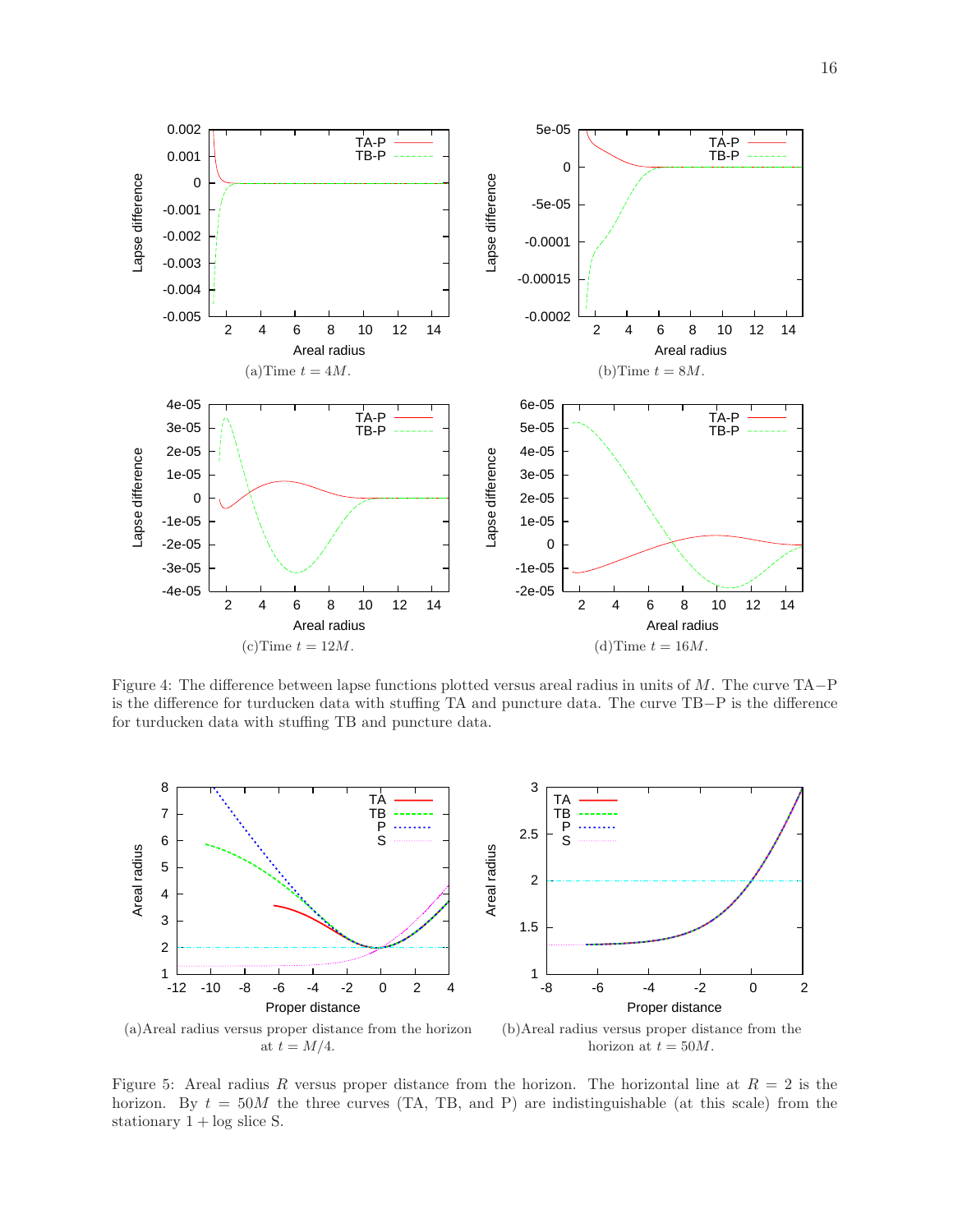(a)Time $t = 4M$.

(b)Time $t = 8M$.

(c)Time $t = 12M$.

(d)Time $t = 16M$.

Figure 4: The difference between lapse functions plotted versus areal radius in units of $M$. The curve TA$-$P is the difference for turducken data with stuffing TA and puncture data. The curve TB$-$P is the difference for turducken data with stuffing TB and puncture data.

(a)Areal radius versus proper distance from the horizon at $t = M/4$.

(b)Areal radius versus proper distance from the horizon at $t = 50M$.

Figure 5: Areal radius $R$ versus proper distance from the horizon. The horizontal line at $R = 2$ is the horizon. By $t = 50M$ the three curves (TA, TB, and P) are indistinguishable (at this scale) from the stationary $1 + \log$ slice S.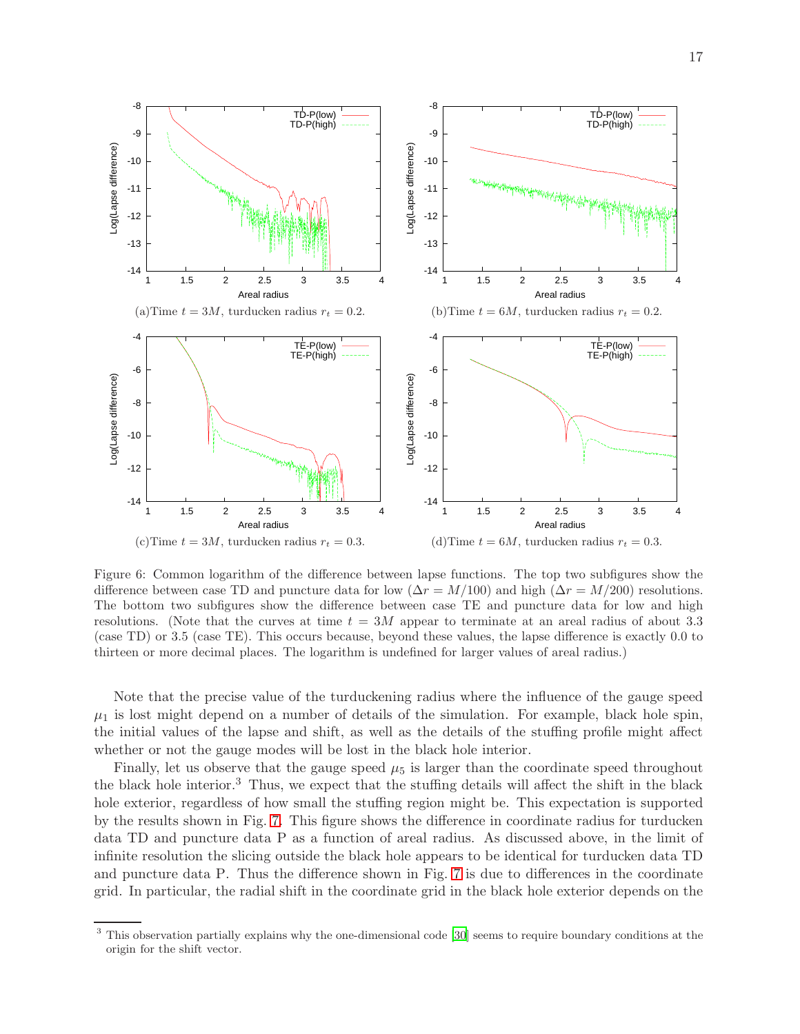(a)Time $t = 3M$, turducken radius $r_t = 0.2$.

(b)Time $t = 6M$, turducken radius $r_t = 0.2$.

(c)Time $t = 3M$, turducken radius $r_t = 0.3$.

(d)Time $t = 6M$, turducken radius $r_t = 0.3$.

Figure 6: Common logarithm of the difference between lapse functions. The top two subfigures show the difference between case TD and puncture data for low ($\Delta r = M/100$) and high ($\Delta r = M/200$) resolutions. The bottom two subfigures show the difference between case TE and puncture data for low and high resolutions. (Note that the curves at time $t = 3M$ appear to terminate at an areal radius of about 3.3 (case TD) or 3.5 (case TE). This occurs because, beyond these values, the lapse difference is exactly 0.0 to thirteen or more decimal places. The logarithm is undefined for larger values of areal radius.)

Note that the precise value of the turduckening radius where the influence of the gauge speed $\mu_1$ is lost might depend on a number of details of the simulation. For example, black hole spin, the initial values of the lapse and shift, as well as the details of the stuffing profile might affect whether or not the gauge modes will be lost in the black hole interior.

Finally, let us observe that the gauge speed $\mu_5$ is larger than the coordinate speed throughout the black hole interior.[3] Thus, we expect that the stuffing details will affect the shift in the black hole exterior, regardless of how small the stuffing region might be. This expectation is supported by the results shown in Fig. 7. This figure shows the difference in coordinate radius for turducken data TD and puncture data P as a function of areal radius. As discussed above, in the limit of infinite resolution the slicing outside the black hole appears to be identical for turducken data TD and puncture data P. Thus the difference shown in Fig. 7 is due to differences in the coordinate grid. In particular, the radial shift in the coordinate grid in the black hole exterior depends on the

[3] This observation partially explains why the one-dimensional code [30] seems to require boundary conditions at the origin for the shift vector.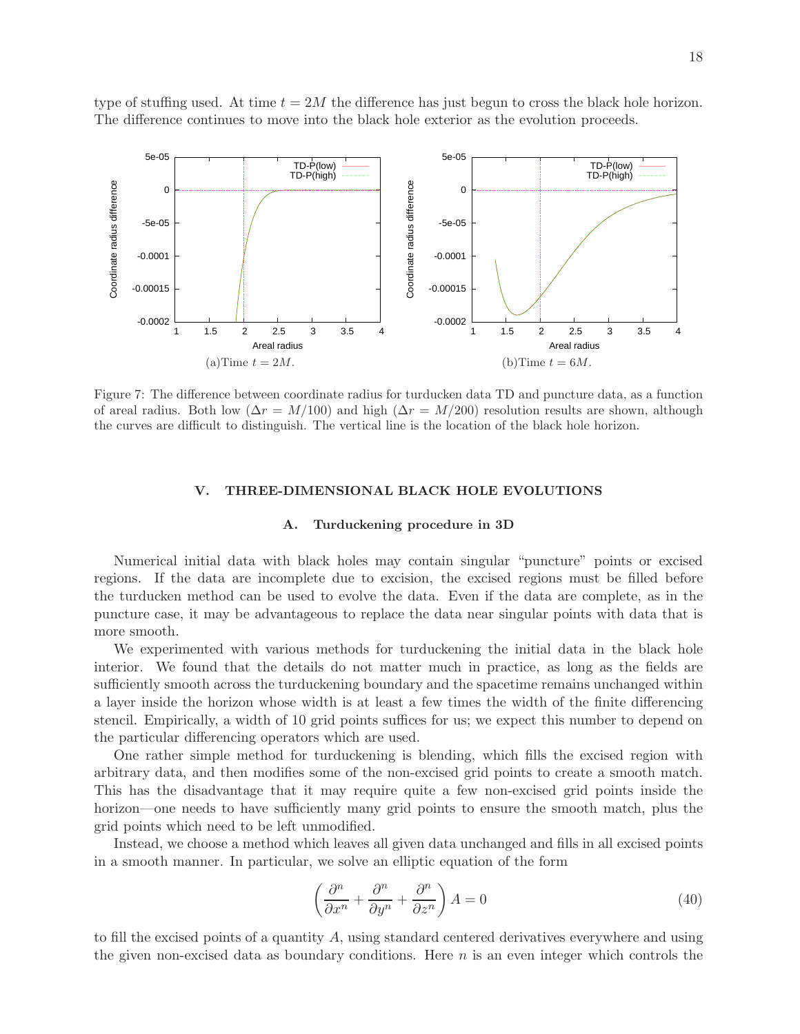type of stuffing used. At time $t = 2M$ the difference has just begun to cross the black hole horizon. The difference continues to move into the black hole exterior as the evolution proceeds.

(a)Time $t = 2M$.

(b)Time $t = 6M$.

Figure 7: The difference between coordinate radius for turducken data TD and puncture data, as a function of areal radius. Both low ($\Delta r = M/100$) and high ($\Delta r = M/200$) resolution results are shown, although the curves are difficult to distinguish. The vertical line is the location of the black hole horizon.

## V. THREE-DIMENSIONAL BLACK HOLE EVOLUTIONS

### A. Turduckening procedure in 3D

Numerical initial data with black holes may contain singular "puncture" points or excised regions. If the data are incomplete due to excision, the excised regions must be filled before the turducken method can be used to evolve the data. Even if the data are complete, as in the puncture case, it may be advantageous to replace the data near singular points with data that is more smooth.

We experimented with various methods for turduckening the initial data in the black hole interior. We found that the details do not matter much in practice, as long as the fields are sufficiently smooth across the turduckening boundary and the spacetime remains unchanged within a layer inside the horizon whose width is at least a few times the width of the finite differencing stencil. Empirically, a width of 10 grid points suffices for us; we expect this number to depend on the particular differencing operators which are used.

One rather simple method for turduckening is blending, which fills the excised region with arbitrary data, and then modifies some of the non-excised grid points to create a smooth match. This has the disadvantage that it may require quite a few non-excised grid points inside the horizon—one needs to have sufficiently many grid points to ensure the smooth match, plus the grid points which need to be left unmodified.

Instead, we choose a method which leaves all given data unchanged and fills in all excised points in a smooth manner. In particular, we solve an elliptic equation of the form

$$\left(\frac{\partial^n}{\partial x^n} + \frac{\partial^n}{\partial y^n} + \frac{\partial^n}{\partial z^n}\right) A = 0 \tag{40}$$

to fill the excised points of a quantity $A$, using standard centered derivatives everywhere and using the given non-excised data as boundary conditions. Here $n$ is an even integer which controls the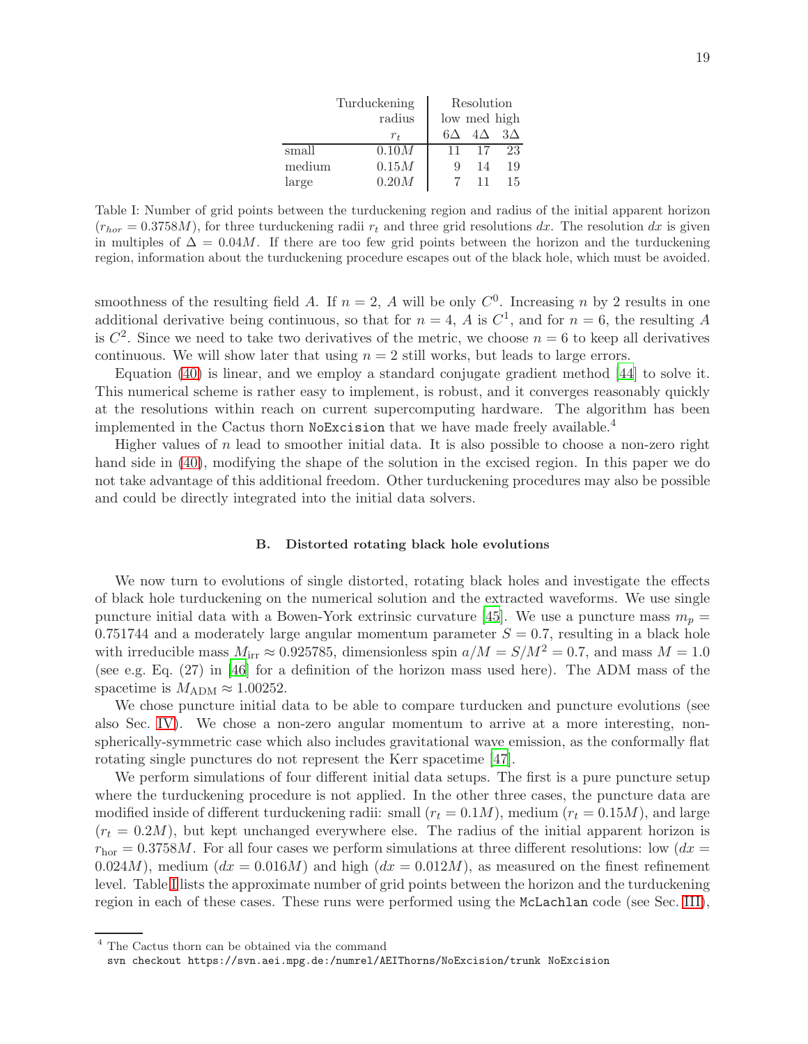| | Turduckening radius | Resolution | | |
|---|---|---|---|---|
| | | low | med | high |
| | $r_t$ | $6\Delta$ | $4\Delta$ | $3\Delta$ |
| small | $0.10M$ | 11 | 17 | 23 |
| medium | $0.15M$ | 9 | 14 | 19 |
| large | $0.20M$ | 7 | 11 | 15 |

Table I: Number of grid points between the turduckening region and radius of the initial apparent horizon ($r_{hor} = 0.3758M$), for three turduckening radii $r_t$ and three grid resolutions $dx$. The resolution $dx$ is given in multiples of $\Delta = 0.04M$. If there are too few grid points between the horizon and the turduckening region, information about the turduckening procedure escapes out of the black hole, which must be avoided.

smoothness of the resulting field $A$. If $n = 2$, $A$ will be only $C^0$. Increasing $n$ by 2 results in one additional derivative being continuous, so that for $n = 4$, $A$ is $C^1$, and for $n = 6$, the resulting $A$ is $C^2$. Since we need to take two derivatives of the metric, we choose $n = 6$ to keep all derivatives continuous. We will show later that using $n = 2$ still works, but leads to large errors.

Equation (40) is linear, and we employ a standard conjugate gradient method [44] to solve it. This numerical scheme is rather easy to implement, is robust, and it converges reasonably quickly at the resolutions within reach on current supercomputing hardware. The algorithm has been implemented in the Cactus thorn `NoExcision` that we have made freely available.[4]

Higher values of $n$ lead to smoother initial data. It is also possible to choose a non-zero right hand side in (40), modifying the shape of the solution in the excised region. In this paper we do not take advantage of this additional freedom. Other turduckening procedures may also be possible and could be directly integrated into the initial data solvers.

### B. Distorted rotating black hole evolutions

We now turn to evolutions of single distorted, rotating black holes and investigate the effects of black hole turduckening on the numerical solution and the extracted waveforms. We use single puncture initial data with a Bowen-York extrinsic curvature [45]. We use a puncture mass $m_p = 0.751744$ and a moderately large angular momentum parameter $S = 0.7$, resulting in a black hole with irreducible mass $M_{\text{irr}} \approx 0.925785$, dimensionless spin $a/M = S/M^2 = 0.7$, and mass $M = 1.0$ (see e.g. Eq. (27) in [46] for a definition of the horizon mass used here). The ADM mass of the spacetime is $M_{\text{ADM}} \approx 1.00252$.

We chose puncture initial data to be able to compare turducken and puncture evolutions (see also Sec. IV). We chose a non-zero angular momentum to arrive at a more interesting, non-spherically-symmetric case which also includes gravitational wave emission, as the conformally flat rotating single punctures do not represent the Kerr spacetime [47].

We perform simulations of four different initial data setups. The first is a pure puncture setup where the turduckening procedure is not applied. In the other three cases, the puncture data are modified inside of different turduckening radii: small ($r_t = 0.1M$), medium ($r_t = 0.15M$), and large ($r_t = 0.2M$), but kept unchanged everywhere else. The radius of the initial apparent horizon is $r_{\text{hor}} = 0.3758M$. For all four cases we perform simulations at three different resolutions: low ($dx = 0.024M$), medium ($dx = 0.016M$) and high ($dx = 0.012M$), as measured on the finest refinement level. Table I lists the approximate number of grid points between the horizon and the turduckening region in each of these cases. These runs were performed using the `McLachlan` code (see Sec. III),

[4] The Cactus thorn can be obtained via the command

```
svn checkout https://svn.aei.mpg.de:/numrel/AEIThorns/NoExcision/trunk NoExcision
```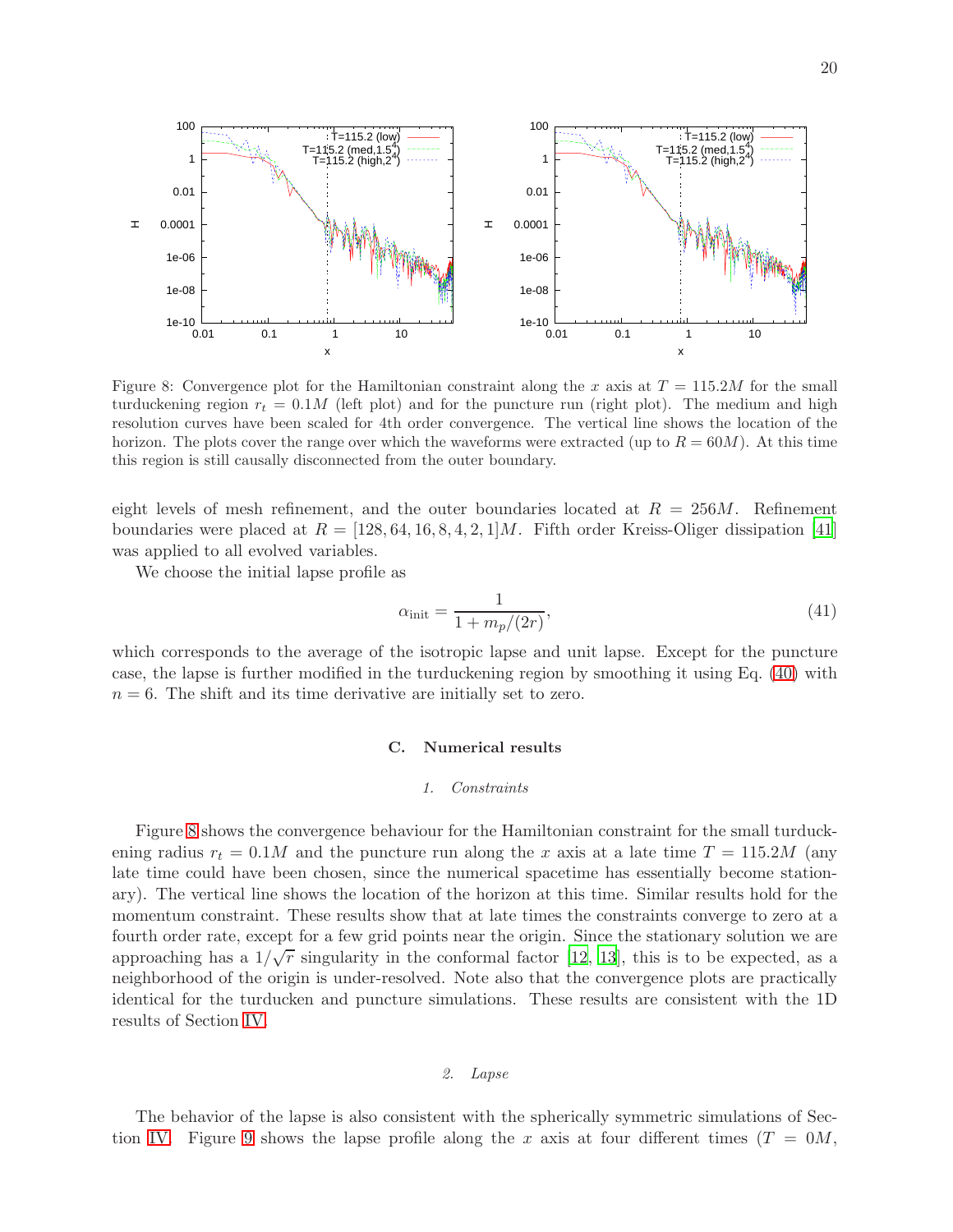Figure 8: Convergence plot for the Hamiltonian constraint along the $x$ axis at $T = 115.2M$ for the small turduckening region $r_t = 0.1M$ (left plot) and for the puncture run (right plot). The medium and high resolution curves have been scaled for 4th order convergence. The vertical line shows the location of the horizon. The plots cover the range over which the waveforms were extracted (up to $R = 60M$). At this time this region is still causally disconnected from the outer boundary.

eight levels of mesh refinement, and the outer boundaries located at $R = 256M$. Refinement boundaries were placed at $R = [128, 64, 16, 8, 4, 2, 1]M$. Fifth order Kreiss-Oliger dissipation [41] was applied to all evolved variables.

We choose the initial lapse profile as

$$\alpha_{\rm init} = \frac{1}{1 + m_p/(2r)}, \tag{41}$$

which corresponds to the average of the isotropic lapse and unit lapse. Except for the puncture case, the lapse is further modified in the turduckening region by smoothing it using Eq. (40) with $n = 6$. The shift and its time derivative are initially set to zero.

### C. Numerical results

#### 1. Constraints

Figure 8 shows the convergence behaviour for the Hamiltonian constraint for the small turduckening radius $r_t = 0.1M$ and the puncture run along the $x$ axis at a late time $T = 115.2M$ (any late time could have been chosen, since the numerical spacetime has essentially become stationary). The vertical line shows the location of the horizon at this time. Similar results hold for the momentum constraint. These results show that at late times the constraints converge to zero at a fourth order rate, except for a few grid points near the origin. Since the stationary solution we are approaching has a $1/\sqrt{r}$ singularity in the conformal factor [12, 13], this is to be expected, as a neighborhood of the origin is under-resolved. Note also that the convergence plots are practically identical for the turducken and puncture simulations. These results are consistent with the 1D results of Section IV.

#### 2. Lapse

The behavior of the lapse is also consistent with the spherically symmetric simulations of Section IV. Figure 9 shows the lapse profile along the $x$ axis at four different times ($T = 0M$,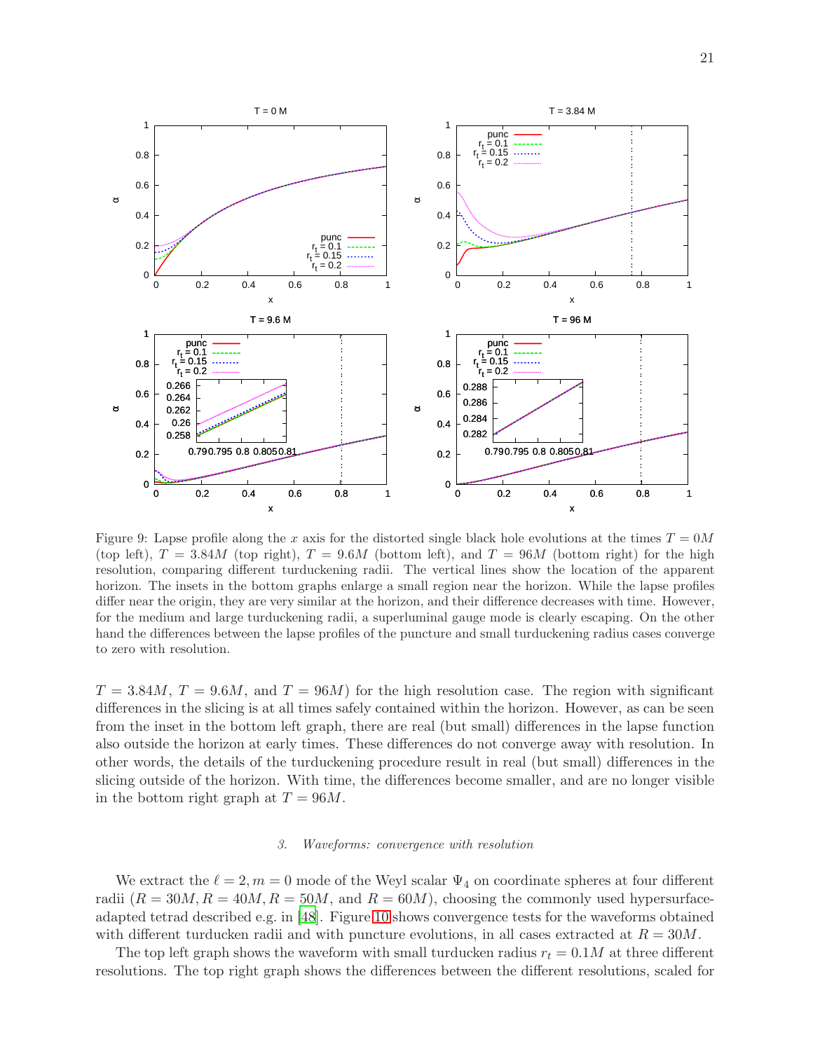Figure 9: Lapse profile along the $x$ axis for the distorted single black hole evolutions at the times $T = 0M$ (top left), $T = 3.84M$ (top right), $T = 9.6M$ (bottom left), and $T = 96M$ (bottom right) for the high resolution, comparing different turduckening radii. The vertical lines show the location of the apparent horizon. The insets in the bottom graphs enlarge a small region near the horizon. While the lapse profiles differ near the origin, they are very similar at the horizon, and their difference decreases with time. However, for the medium and large turduckening radii, a superluminal gauge mode is clearly escaping. On the other hand the differences between the lapse profiles of the puncture and small turduckening radius cases converge to zero with resolution.

$T = 3.84M$, $T = 9.6M$, and $T = 96M$) for the high resolution case. The region with significant differences in the slicing is at all times safely contained within the horizon. However, as can be seen from the inset in the bottom left graph, there are real (but small) differences in the lapse function also outside the horizon at early times. These differences do not converge away with resolution. In other words, the details of the turduckening procedure result in real (but small) differences in the slicing outside of the horizon. With time, the differences become smaller, and are no longer visible in the bottom right graph at $T = 96M$.

### 3. *Waveforms: convergence with resolution*

We extract the $\ell = 2, m = 0$ mode of the Weyl scalar $\Psi_4$ on coordinate spheres at four different radii ($R = 30M, R = 40M, R = 50M$, and $R = 60M$), choosing the commonly used hypersurface-adapted tetrad described e.g. in [48]. Figure 10 shows convergence tests for the waveforms obtained with different turducken radii and with puncture evolutions, in all cases extracted at $R = 30M$.

The top left graph shows the waveform with small turducken radius $r_t = 0.1M$ at three different resolutions. The top right graph shows the differences between the different resolutions, scaled for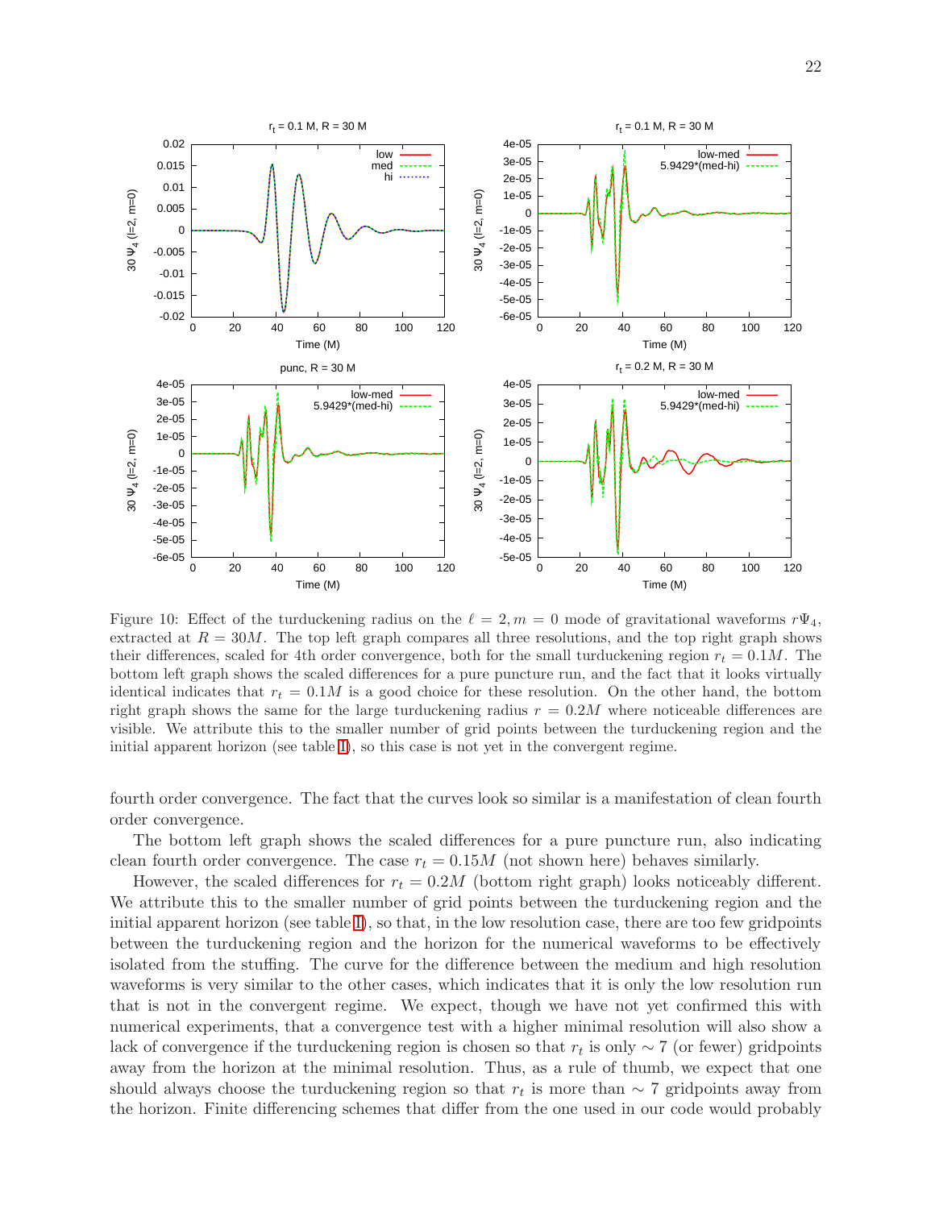Figure 10: Effect of the turduckening radius on the $\ell = 2, m = 0$ mode of gravitational waveforms $r\Psi_4$, extracted at $R = 30M$. The top left graph compares all three resolutions, and the top right graph shows their differences, scaled for 4th order convergence, both for the small turduckening region $r_t = 0.1M$. The bottom left graph shows the scaled differences for a pure puncture run, and the fact that it looks virtually identical indicates that $r_t = 0.1M$ is a good choice for these resolution. On the other hand, the bottom right graph shows the same for the large turduckening radius $r = 0.2M$ where noticeable differences are visible. We attribute this to the smaller number of grid points between the turduckening region and the initial apparent horizon (see table I), so this case is not yet in the convergent regime.

fourth order convergence. The fact that the curves look so similar is a manifestation of clean fourth order convergence.

The bottom left graph shows the scaled differences for a pure puncture run, also indicating clean fourth order convergence. The case $r_t = 0.15M$ (not shown here) behaves similarly.

However, the scaled differences for $r_t = 0.2M$ (bottom right graph) looks noticeably different. We attribute this to the smaller number of grid points between the turduckening region and the initial apparent horizon (see table I), so that, in the low resolution case, there are too few gridpoints between the turduckening region and the horizon for the numerical waveforms to be effectively isolated from the stuffing. The curve for the difference between the medium and high resolution waveforms is very similar to the other cases, which indicates that it is only the low resolution run that is not in the convergent regime. We expect, though we have not yet confirmed this with numerical experiments, that a convergence test with a higher minimal resolution will also show a lack of convergence if the turduckening region is chosen so that $r_t$ is only $\sim 7$ (or fewer) gridpoints away from the horizon at the minimal resolution. Thus, as a rule of thumb, we expect that one should always choose the turduckening region so that $r_t$ is more than $\sim 7$ gridpoints away from the horizon. Finite differencing schemes that differ from the one used in our code would probably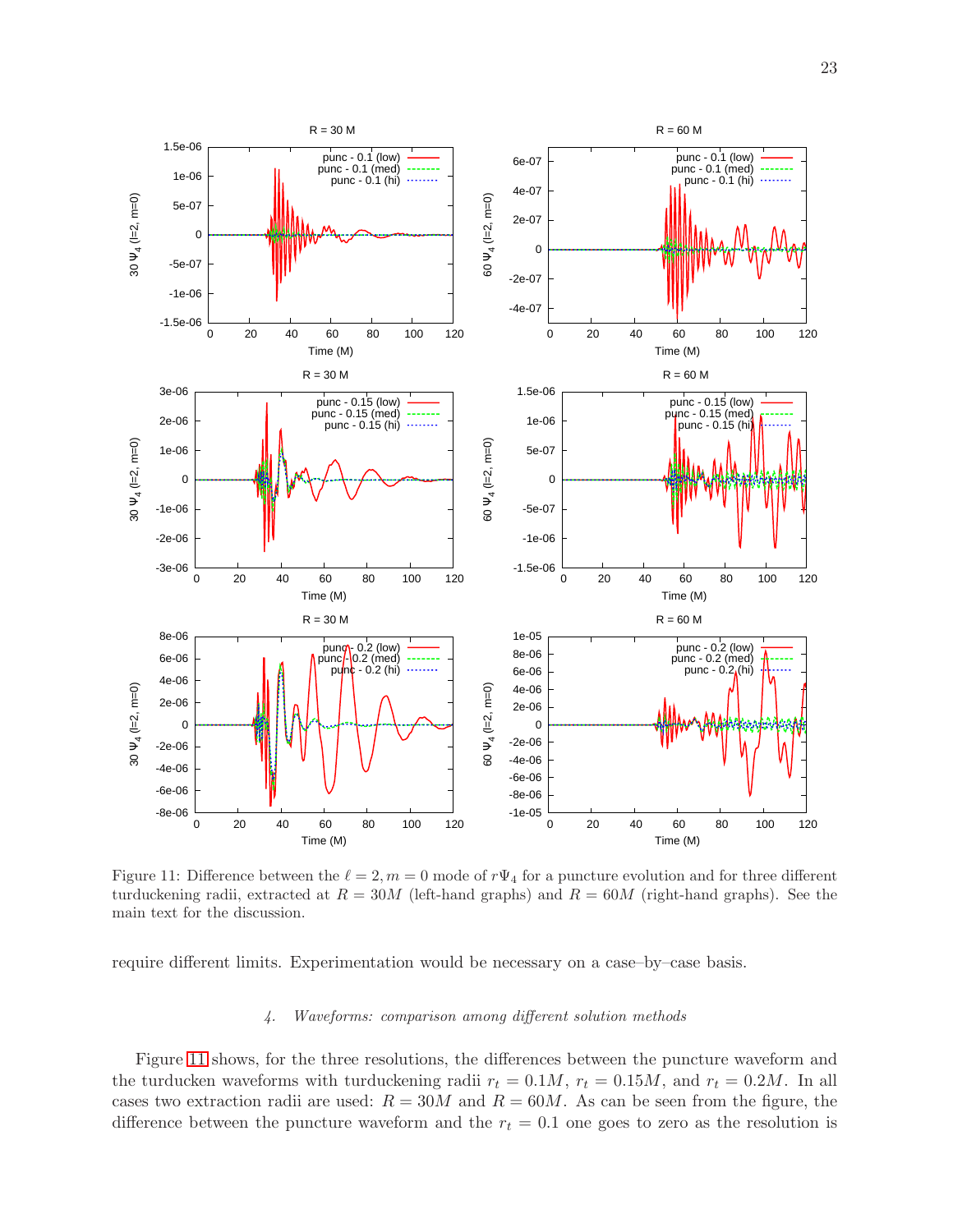Figure 11: Difference between the $\ell = 2, m = 0$ mode of $r\Psi_4$ for a puncture evolution and for three different turduckening radii, extracted at $R = 30M$ (left-hand graphs) and $R = 60M$ (right-hand graphs). See the main text for the discussion.

require different limits. Experimentation would be necessary on a case–by–case basis.

#### *4. Waveforms: comparison among different solution methods*

Figure 11 shows, for the three resolutions, the differences between the puncture waveform and the turducken waveforms with turduckening radii $r_t = 0.1M$, $r_t = 0.15M$, and $r_t = 0.2M$. In all cases two extraction radii are used: $R = 30M$ and $R = 60M$. As can be seen from the figure, the difference between the puncture waveform and the $r_t = 0.1$ one goes to zero as the resolution is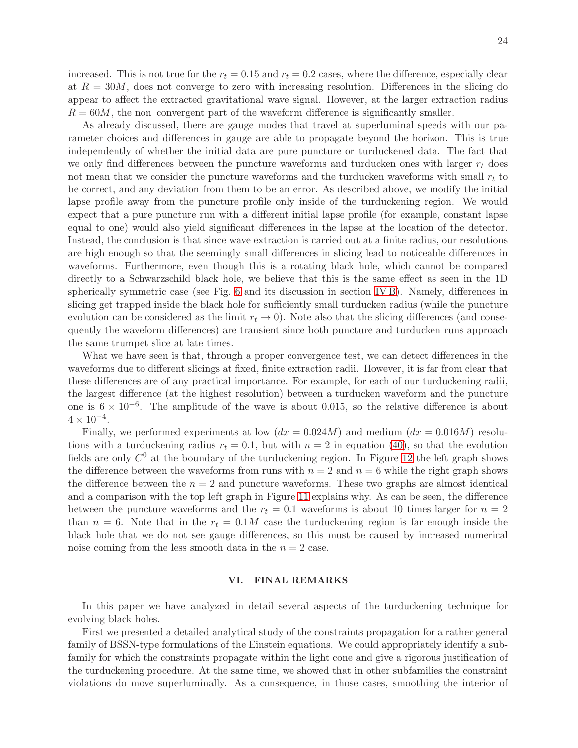increased. This is not true for the $r_t = 0.15$ and $r_t = 0.2$ cases, where the difference, especially clear at $R = 30M$, does not converge to zero with increasing resolution. Differences in the slicing do appear to affect the extracted gravitational wave signal. However, at the larger extraction radius $R = 60M$, the non–convergent part of the waveform difference is significantly smaller.

As already discussed, there are gauge modes that travel at superluminal speeds with our parameter choices and differences in gauge are able to propagate beyond the horizon. This is true independently of whether the initial data are pure puncture or turduckened data. The fact that we only find differences between the puncture waveforms and turducken ones with larger $r_t$ does not mean that we consider the puncture waveforms and the turducken waveforms with small $r_t$ to be correct, and any deviation from them to be an error. As described above, we modify the initial lapse profile away from the puncture profile only inside of the turduckening region. We would expect that a pure puncture run with a different initial lapse profile (for example, constant lapse equal to one) would also yield significant differences in the lapse at the location of the detector. Instead, the conclusion is that since wave extraction is carried out at a finite radius, our resolutions are high enough so that the seemingly small differences in slicing lead to noticeable differences in waveforms. Furthermore, even though this is a rotating black hole, which cannot be compared directly to a Schwarzschild black hole, we believe that this is the same effect as seen in the 1D spherically symmetric case (see Fig. 6 and its discussion in section IV B). Namely, differences in slicing get trapped inside the black hole for sufficiently small turducken radius (while the puncture evolution can be considered as the limit $r_t \to 0$). Note also that the slicing differences (and consequently the waveform differences) are transient since both puncture and turducken runs approach the same trumpet slice at late times.

What we have seen is that, through a proper convergence test, we can detect differences in the waveforms due to different slicings at fixed, finite extraction radii. However, it is far from clear that these differences are of any practical importance. For example, for each of our turduckening radii, the largest difference (at the highest resolution) between a turducken waveform and the puncture one is $6 \times 10^{-6}$. The amplitude of the wave is about 0.015, so the relative difference is about $4 \times 10^{-4}$.

Finally, we performed experiments at low ($dx = 0.024M$) and medium ($dx = 0.016M$) resolutions with a turduckening radius $r_t = 0.1$, but with $n = 2$ in equation (40), so that the evolution fields are only $C^0$ at the boundary of the turduckening region. In Figure 12 the left graph shows the difference between the waveforms from runs with $n = 2$ and $n = 6$ while the right graph shows the difference between the $n = 2$ and puncture waveforms. These two graphs are almost identical and a comparison with the top left graph in Figure 11 explains why. As can be seen, the difference between the puncture waveforms and the $r_t = 0.1$ waveforms is about 10 times larger for $n = 2$ than $n = 6$. Note that in the $r_t = 0.1M$ case the turduckening region is far enough inside the black hole that we do not see gauge differences, so this must be caused by increased numerical noise coming from the less smooth data in the $n = 2$ case.

## VI. FINAL REMARKS

In this paper we have analyzed in detail several aspects of the turduckening technique for evolving black holes.

First we presented a detailed analytical study of the constraints propagation for a rather general family of BSSN-type formulations of the Einstein equations. We could appropriately identify a subfamily for which the constraints propagate within the light cone and give a rigorous justification of the turduckening procedure. At the same time, we showed that in other subfamilies the constraint violations do move superluminally. As a consequence, in those cases, smoothing the interior of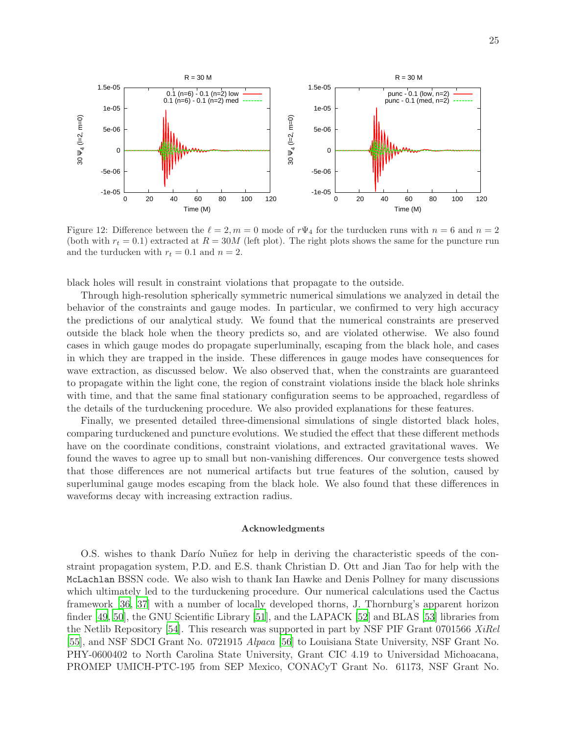Figure 12: Difference between the $\ell = 2, m = 0$ mode of $r\Psi_4$ for the turducken runs with $n = 6$ and $n = 2$ (both with $r_t = 0.1$) extracted at $R = 30M$ (left plot). The right plots shows the same for the puncture run and the turducken with $r_t = 0.1$ and $n = 2$.

black holes will result in constraint violations that propagate to the outside.

Through high-resolution spherically symmetric numerical simulations we analyzed in detail the behavior of the constraints and gauge modes. In particular, we confirmed to very high accuracy the predictions of our analytical study. We found that the numerical constraints are preserved outside the black hole when the theory predicts so, and are violated otherwise. We also found cases in which gauge modes do propagate superluminally, escaping from the black hole, and cases in which they are trapped in the inside. These differences in gauge modes have consequences for wave extraction, as discussed below. We also observed that, when the constraints are guaranteed to propagate within the light cone, the region of constraint violations inside the black hole shrinks with time, and that the same final stationary configuration seems to be approached, regardless of the details of the turduckening procedure. We also provided explanations for these features.

Finally, we presented detailed three-dimensional simulations of single distorted black holes, comparing turduckened and puncture evolutions. We studied the effect that these different methods have on the coordinate conditions, constraint violations, and extracted gravitational waves. We found the waves to agree up to small but non-vanishing differences. Our convergence tests showed that those differences are not numerical artifacts but true features of the solution, caused by superluminal gauge modes escaping from the black hole. We also found that these differences in waveforms decay with increasing extraction radius.

## Acknowledgments

O.S. wishes to thank Darío Nuñez for help in deriving the characteristic speeds of the constraint propagation system, P.D. and E.S. thank Christian D. Ott and Jian Tao for help with the `McLachlan` BSSN code. We also wish to thank Ian Hawke and Denis Pollney for many discussions which ultimately led to the turduckening procedure. Our numerical calculations used the Cactus framework [36, 37] with a number of locally developed thorns, J. Thornburg's apparent horizon finder [49, 50], the GNU Scientific Library [51], and the LAPACK [52] and BLAS [53] libraries from the Netlib Repository [54]. This research was supported in part by NSF PIF Grant 0701566 *XiRel* [55], and NSF SDCI Grant No. 0721915 *Alpaca* [56] to Louisiana State University, NSF Grant No. PHY-0600402 to North Carolina State University, Grant CIC 4.19 to Universidad Michoacana, PROMEP UMICH-PTC-195 from SEP Mexico, CONACyT Grant No. 61173, NSF Grant No.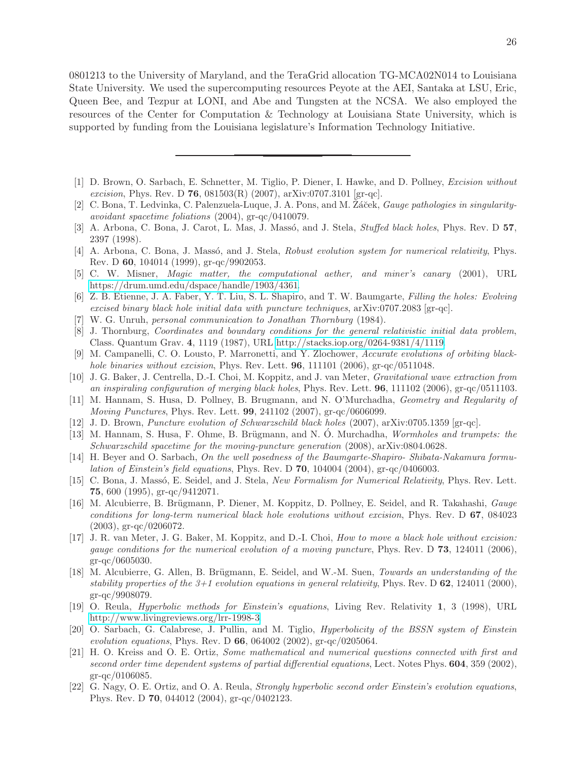0801213 to the University of Maryland, and the TeraGrid allocation TG-MCA02N014 to Louisiana State University. We used the supercomputing resources Peyote at the AEI, Santaka at LSU, Eric, Queen Bee, and Tezpur at LONI, and Abe and Tungsten at the NCSA. We also employed the resources of the Center for Computation & Technology at Louisiana State University, which is supported by funding from the Louisiana legislature's Information Technology Initiative.

---

[1] D. Brown, O. Sarbach, E. Schnetter, M. Tiglio, P. Diener, I. Hawke, and D. Pollney, *Excision without excision*, Phys. Rev. D **76**, 081503(R) (2007), arXiv:0707.3101 [gr-qc].

[2] C. Bona, T. Ledvinka, C. Palenzuela-Luque, J. A. Pons, and M. Žáček, *Gauge pathologies in singularity-avoidant spacetime foliations* (2004), gr-qc/0410079.

[3] A. Arbona, C. Bona, J. Carot, L. Mas, J. Massó, and J. Stela, *Stuffed black holes*, Phys. Rev. D **57**, 2397 (1998).

[4] A. Arbona, C. Bona, J. Massó, and J. Stela, *Robust evolution system for numerical relativity*, Phys. Rev. D **60**, 104014 (1999), gr-qc/9902053.

[5] C. W. Misner, *Magic matter, the computational aether, and miner's canary* (2001), URL https://drum.umd.edu/dspace/handle/1903/4361.

[6] Z. B. Etienne, J. A. Faber, Y. T. Liu, S. L. Shapiro, and T. W. Baumgarte, *Filling the holes: Evolving excised binary black hole initial data with puncture techniques*, arXiv:0707.2083 [gr-qc].

[7] W. G. Unruh, *personal communication to Jonathan Thornburg* (1984).

[8] J. Thornburg, *Coordinates and boundary conditions for the general relativistic initial data problem*, Class. Quantum Grav. **4**, 1119 (1987), URL http://stacks.iop.org/0264-9381/4/1119.

[9] M. Campanelli, C. O. Lousto, P. Marronetti, and Y. Zlochower, *Accurate evolutions of orbiting black-hole binaries without excision*, Phys. Rev. Lett. **96**, 111101 (2006), gr-qc/0511048.

[10] J. G. Baker, J. Centrella, D.-I. Choi, M. Koppitz, and J. van Meter, *Gravitational wave extraction from an inspiraling configuration of merging black holes*, Phys. Rev. Lett. **96**, 111102 (2006), gr-qc/0511103.

[11] M. Hannam, S. Husa, D. Pollney, B. Brugmann, and N. O'Murchadha, *Geometry and Regularity of Moving Punctures*, Phys. Rev. Lett. **99**, 241102 (2007), gr-qc/0606099.

[12] J. D. Brown, *Puncture evolution of Schwarzschild black holes* (2007), arXiv:0705.1359 [gr-qc].

[13] M. Hannam, S. Husa, F. Ohme, B. Brügmann, and N. Ó. Murchadha, *Wormholes and trumpets: the Schwarzschild spacetime for the moving-puncture generation* (2008), arXiv:0804.0628.

[14] H. Beyer and O. Sarbach, *On the well posedness of the Baumgarte-Shapiro- Shibata-Nakamura formulation of Einstein's field equations*, Phys. Rev. D **70**, 104004 (2004), gr-qc/0406003.

[15] C. Bona, J. Massó, E. Seidel, and J. Stela, *New Formalism for Numerical Relativity*, Phys. Rev. Lett. **75**, 600 (1995), gr-qc/9412071.

[16] M. Alcubierre, B. Brügmann, P. Diener, M. Koppitz, D. Pollney, E. Seidel, and R. Takahashi, *Gauge conditions for long-term numerical black hole evolutions without excision*, Phys. Rev. D **67**, 084023 (2003), gr-qc/0206072.

[17] J. R. van Meter, J. G. Baker, M. Koppitz, and D.-I. Choi, *How to move a black hole without excision: gauge conditions for the numerical evolution of a moving puncture*, Phys. Rev. D **73**, 124011 (2006), gr-qc/0605030.

[18] M. Alcubierre, G. Allen, B. Brügmann, E. Seidel, and W.-M. Suen, *Towards an understanding of the stability properties of the 3+1 evolution equations in general relativity*, Phys. Rev. D **62**, 124011 (2000), gr-qc/9908079.

[19] O. Reula, *Hyperbolic methods for Einstein's equations*, Living Rev. Relativity **1**, 3 (1998), URL http://www.livingreviews.org/lrr-1998-3.

[20] O. Sarbach, G. Calabrese, J. Pullin, and M. Tiglio, *Hyperbolicity of the BSSN system of Einstein evolution equations*, Phys. Rev. D **66**, 064002 (2002), gr-qc/0205064.

[21] H. O. Kreiss and O. E. Ortiz, *Some mathematical and numerical questions connected with first and second order time dependent systems of partial differential equations*, Lect. Notes Phys. **604**, 359 (2002), gr-qc/0106085.

[22] G. Nagy, O. E. Ortiz, and O. A. Reula, *Strongly hyperbolic second order Einstein's evolution equations*, Phys. Rev. D **70**, 044012 (2004), gr-qc/0402123.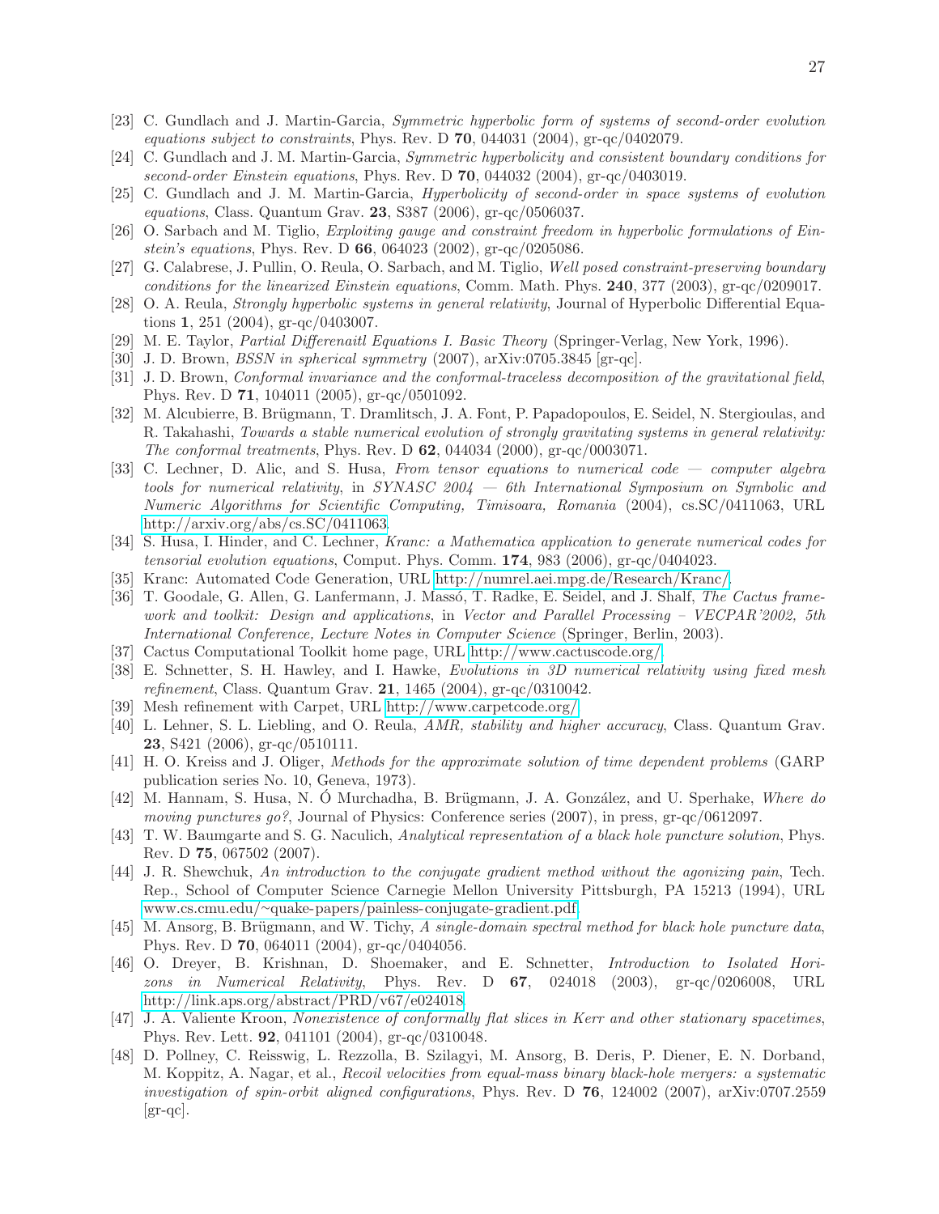[23] C. Gundlach and J. Martin-Garcia, *Symmetric hyperbolic form of systems of second-order evolution equations subject to constraints*, Phys. Rev. D **70**, 044031 (2004), gr-qc/0402079.

[24] C. Gundlach and J. M. Martin-Garcia, *Symmetric hyperbolicity and consistent boundary conditions for second-order Einstein equations*, Phys. Rev. D **70**, 044032 (2004), gr-qc/0403019.

[25] C. Gundlach and J. M. Martin-Garcia, *Hyperbolicity of second-order in space systems of evolution equations*, Class. Quantum Grav. **23**, S387 (2006), gr-qc/0506037.

[26] O. Sarbach and M. Tiglio, *Exploiting gauge and constraint freedom in hyperbolic formulations of Einstein's equations*, Phys. Rev. D **66**, 064023 (2002), gr-qc/0205086.

[27] G. Calabrese, J. Pullin, O. Reula, O. Sarbach, and M. Tiglio, *Well posed constraint-preserving boundary conditions for the linearized Einstein equations*, Comm. Math. Phys. **240**, 377 (2003), gr-qc/0209017.

[28] O. A. Reula, *Strongly hyperbolic systems in general relativity*, Journal of Hyperbolic Differential Equations **1**, 251 (2004), gr-qc/0403007.

[29] M. E. Taylor, *Partial Differenaitl Equations I. Basic Theory* (Springer-Verlag, New York, 1996).

[30] J. D. Brown, *BSSN in spherical symmetry* (2007), arXiv:0705.3845 [gr-qc].

[31] J. D. Brown, *Conformal invariance and the conformal-traceless decomposition of the gravitational field*, Phys. Rev. D **71**, 104011 (2005), gr-qc/0501092.

[32] M. Alcubierre, B. Brügmann, T. Dramlitsch, J. A. Font, P. Papadopoulos, E. Seidel, N. Stergioulas, and R. Takahashi, *Towards a stable numerical evolution of strongly gravitating systems in general relativity: The conformal treatments*, Phys. Rev. D **62**, 044034 (2000), gr-qc/0003071.

[33] C. Lechner, D. Alic, and S. Husa, *From tensor equations to numerical code — computer algebra tools for numerical relativity*, in *SYNASC 2004 — 6th International Symposium on Symbolic and Numeric Algorithms for Scientific Computing, Timisoara, Romania* (2004), cs.SC/0411063, URL http://arxiv.org/abs/cs.SC/0411063.

[34] S. Husa, I. Hinder, and C. Lechner, *Kranc: a Mathematica application to generate numerical codes for tensorial evolution equations*, Comput. Phys. Comm. **174**, 983 (2006), gr-qc/0404023.

[35] Kranc: Automated Code Generation, URL http://numrel.aei.mpg.de/Research/Kranc/.

[36] T. Goodale, G. Allen, G. Lanfermann, J. Massó, T. Radke, E. Seidel, and J. Shalf, *The Cactus framework and toolkit: Design and applications*, in *Vector and Parallel Processing – VECPAR'2002, 5th International Conference, Lecture Notes in Computer Science* (Springer, Berlin, 2003).

[37] Cactus Computational Toolkit home page, URL http://www.cactuscode.org/.

[38] E. Schnetter, S. H. Hawley, and I. Hawke, *Evolutions in 3D numerical relativity using fixed mesh refinement*, Class. Quantum Grav. **21**, 1465 (2004), gr-qc/0310042.

[39] Mesh refinement with Carpet, URL http://www.carpetcode.org/.

[40] L. Lehner, S. L. Liebling, and O. Reula, *AMR, stability and higher accuracy*, Class. Quantum Grav. **23**, S421 (2006), gr-qc/0510111.

[41] H. O. Kreiss and J. Oliger, *Methods for the approximate solution of time dependent problems* (GARP publication series No. 10, Geneva, 1973).

[42] M. Hannam, S. Husa, N. Ó Murchadha, B. Brügmann, J. A. González, and U. Sperhake, *Where do moving punctures go?*, Journal of Physics: Conference series (2007), in press, gr-qc/0612097.

[43] T. W. Baumgarte and S. G. Naculich, *Analytical representation of a black hole puncture solution*, Phys. Rev. D **75**, 067502 (2007).

[44] J. R. Shewchuk, *An introduction to the conjugate gradient method without the agonizing pain*, Tech. Rep., School of Computer Science Carnegie Mellon University Pittsburgh, PA 15213 (1994), URL www.cs.cmu.edu/~quake-papers/painless-conjugate-gradient.pdf.

[45] M. Ansorg, B. Brügmann, and W. Tichy, *A single-domain spectral method for black hole puncture data*, Phys. Rev. D **70**, 064011 (2004), gr-qc/0404056.

[46] O. Dreyer, B. Krishnan, D. Shoemaker, and E. Schnetter, *Introduction to Isolated Horizons in Numerical Relativity*, Phys. Rev. D **67**, 024018 (2003), gr-qc/0206008, URL http://link.aps.org/abstract/PRD/v67/e024018.

[47] J. A. Valiente Kroon, *Nonexistence of conformally flat slices in Kerr and other stationary spacetimes*, Phys. Rev. Lett. **92**, 041101 (2004), gr-qc/0310048.

[48] D. Pollney, C. Reisswig, L. Rezzolla, B. Szilagyi, M. Ansorg, B. Deris, P. Diener, E. N. Dorband, M. Koppitz, A. Nagar, et al., *Recoil velocities from equal-mass binary black-hole mergers: a systematic investigation of spin-orbit aligned configurations*, Phys. Rev. D **76**, 124002 (2007), arXiv:0707.2559 [gr-qc].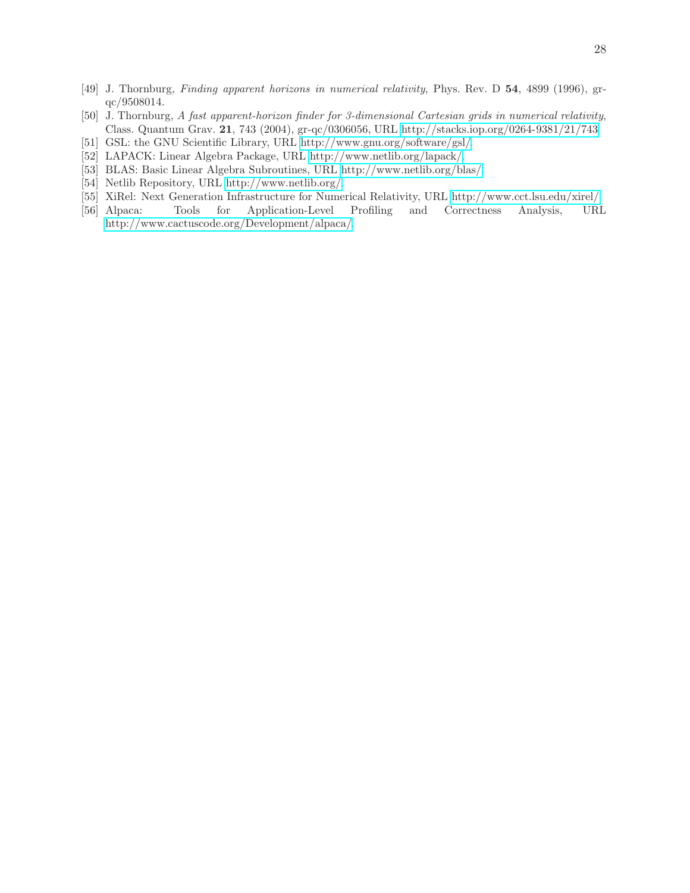[49] J. Thornburg, *Finding apparent horizons in numerical relativity*, Phys. Rev. D **54**, 4899 (1996), gr-qc/9508014.

[50] J. Thornburg, *A fast apparent-horizon finder for 3-dimensional Cartesian grids in numerical relativity*, Class. Quantum Grav. **21**, 743 (2004), gr-qc/0306056, URL http://stacks.iop.org/0264-9381/21/743.

[51] GSL: the GNU Scientific Library, URL http://www.gnu.org/software/gsl/.

[52] LAPACK: Linear Algebra Package, URL http://www.netlib.org/lapack/.

[53] BLAS: Basic Linear Algebra Subroutines, URL http://www.netlib.org/blas/.

[54] Netlib Repository, URL http://www.netlib.org/.

[55] XiRel: Next Generation Infrastructure for Numerical Relativity, URL http://www.cct.lsu.edu/xirel/.

[56] Alpaca: Tools for Application-Level Profiling and Correctness Analysis, URL http://www.cactuscode.org/Development/alpaca/.